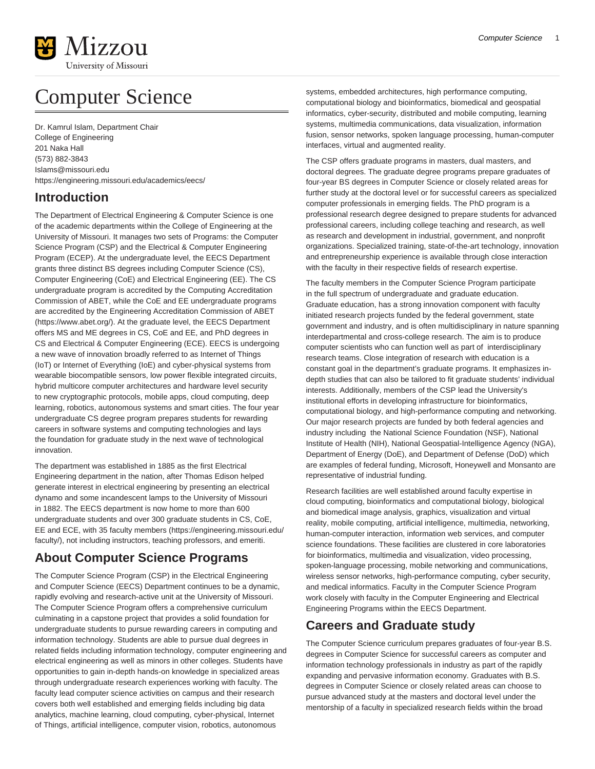# Computer Science

Dr. Kamrul Islam, Department Chair
College of Engineering
201 Naka Hall
(573) 882-3843
Islams@missouri.edu
https://engineering.missouri.edu/academics/eecs/

## Introduction

The Department of Electrical Engineering & Computer Science is one of the academic departments within the College of Engineering at the University of Missouri. It manages two sets of Programs: the Computer Science Program (CSP) and the Electrical & Computer Engineering Program (ECEP). At the undergraduate level, the EECS Department grants three distinct BS degrees including Computer Science (CS), Computer Engineering (CoE) and Electrical Engineering (EE). The CS undergraduate program is accredited by the Computing Accreditation Commission of ABET, while the CoE and EE undergraduate programs are accredited by the Engineering Accreditation Commission of ABET (https://www.abet.org/). At the graduate level, the EECS Department offers MS and ME degrees in CS, CoE and EE, and PhD degrees in CS and Electrical & Computer Engineering (ECE). EECS is undergoing a new wave of innovation broadly referred to as Internet of Things (IoT) or Internet of Everything (IoE) and cyber-physical systems from wearable biocompatible sensors, low power flexible integrated circuits, hybrid multicore computer architectures and hardware level security to new cryptographic protocols, mobile apps, cloud computing, deep learning, robotics, autonomous systems and smart cities. The four year undergraduate CS degree program prepares students for rewarding careers in software systems and computing technologies and lays the foundation for graduate study in the next wave of technological innovation.

The department was established in 1885 as the first Electrical Engineering department in the nation, after Thomas Edison helped generate interest in electrical engineering by presenting an electrical dynamo and some incandescent lamps to the University of Missouri in 1882. The EECS department is now home to more than 600 undergraduate students and over 300 graduate students in CS, CoE, EE and ECE, with 35 faculty members (https://engineering.missouri.edu/faculty/), not including instructors, teaching professors, and emeriti.

## About Computer Science Programs

The Computer Science Program (CSP) in the Electrical Engineering and Computer Science (EECS) Department continues to be a dynamic, rapidly evolving and research-active unit at the University of Missouri. The Computer Science Program offers a comprehensive curriculum culminating in a capstone project that provides a solid foundation for undergraduate students to pursue rewarding careers in computing and information technology. Students are able to pursue dual degrees in related fields including information technology, computer engineering and electrical engineering as well as minors in other colleges. Students have opportunities to gain in-depth hands-on knowledge in specialized areas through undergraduate research experiences working with faculty. The faculty lead computer science activities on campus and their research covers both well established and emerging fields including big data analytics, machine learning, cloud computing, cyber-physical, Internet of Things, artificial intelligence, computer vision, robotics, autonomous systems, embedded architectures, high performance computing, computational biology and bioinformatics, biomedical and geospatial informatics, cyber-security, distributed and mobile computing, learning systems, multimedia communications, data visualization, information fusion, sensor networks, spoken language processing, human-computer interfaces, virtual and augmented reality.

The CSP offers graduate programs in masters, dual masters, and doctoral degrees. The graduate degree programs prepare graduates of four-year BS degrees in Computer Science or closely related areas for further study at the doctoral level or for successful careers as specialized computer professionals in emerging fields. The PhD program is a professional research degree designed to prepare students for advanced professional careers, including college teaching and research, as well as research and development in industrial, government, and nonprofit organizations. Specialized training, state-of-the-art technology, innovation and entrepreneurship experience is available through close interaction with the faculty in their respective fields of research expertise.

The faculty members in the Computer Science Program participate in the full spectrum of undergraduate and graduate education. Graduate education, has a strong innovation component with faculty initiated research projects funded by the federal government, state government and industry, and is often multidisciplinary in nature spanning interdepartmental and cross-college research. The aim is to produce computer scientists who can function well as part of interdisciplinary research teams. Close integration of research with education is a constant goal in the department's graduate programs. It emphasizes in-depth studies that can also be tailored to fit graduate students' individual interests. Additionally, members of the CSP lead the University's institutional efforts in developing infrastructure for bioinformatics, computational biology, and high-performance computing and networking. Our major research projects are funded by both federal agencies and industry including the National Science Foundation (NSF), National Institute of Health (NIH), National Geospatial-Intelligence Agency (NGA), Department of Energy (DoE), and Department of Defense (DoD) which are examples of federal funding, Microsoft, Honeywell and Monsanto are representative of industrial funding.

Research facilities are well established around faculty expertise in cloud computing, bioinformatics and computational biology, biological and biomedical image analysis, graphics, visualization and virtual reality, mobile computing, artificial intelligence, multimedia, networking, human-computer interaction, information web services, and computer science foundations. These facilities are clustered in core laboratories for bioinformatics, multimedia and visualization, video processing, spoken-language processing, mobile networking and communications, wireless sensor networks, high-performance computing, cyber security, and medical informatics. Faculty in the Computer Science Program work closely with faculty in the Computer Engineering and Electrical Engineering Programs within the EECS Department.

## Careers and Graduate study

The Computer Science curriculum prepares graduates of four-year B.S. degrees in Computer Science for successful careers as computer and information technology professionals in industry as part of the rapidly expanding and pervasive information economy. Graduates with B.S. degrees in Computer Science or closely related areas can choose to pursue advanced study at the masters and doctoral level under the mentorship of a faculty in specialized research fields within the broad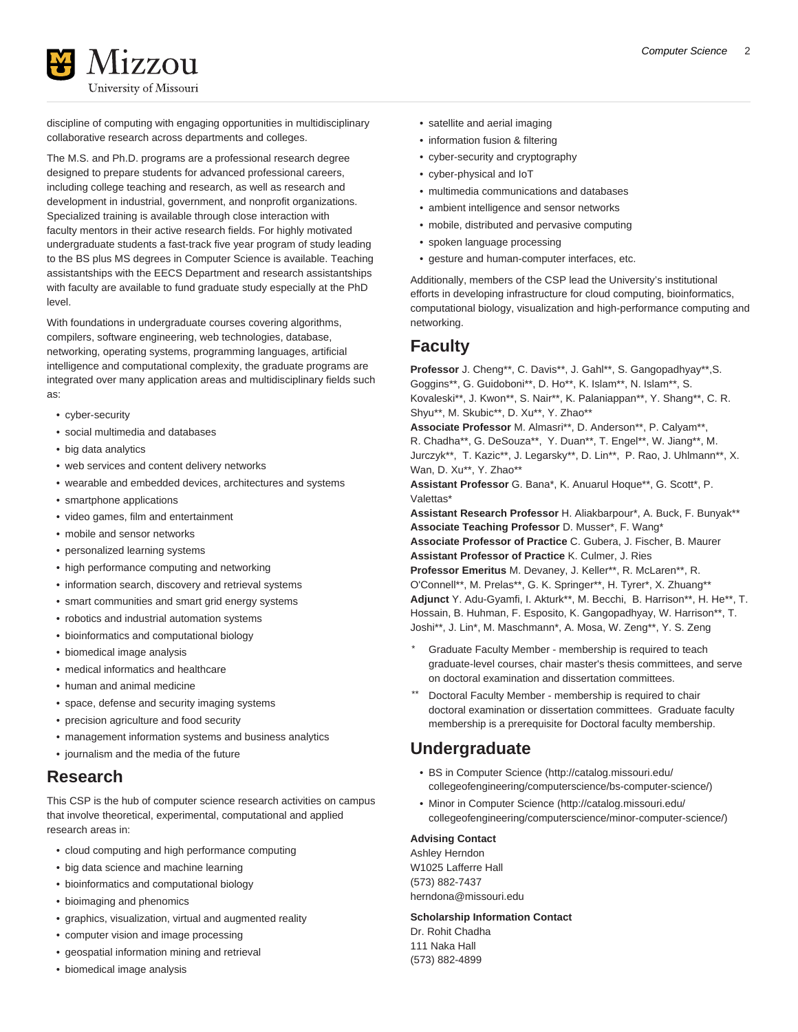discipline of computing with engaging opportunities in multidisciplinary collaborative research across departments and colleges.

The M.S. and Ph.D. programs are a professional research degree designed to prepare students for advanced professional careers, including college teaching and research, as well as research and development in industrial, government, and nonprofit organizations. Specialized training is available through close interaction with faculty mentors in their active research fields. For highly motivated undergraduate students a fast-track five year program of study leading to the BS plus MS degrees in Computer Science is available. Teaching assistantships with the EECS Department and research assistantships with faculty are available to fund graduate study especially at the PhD level.

With foundations in undergraduate courses covering algorithms, compilers, software engineering, web technologies, database, networking, operating systems, programming languages, artificial intelligence and computational complexity, the graduate programs are integrated over many application areas and multidisciplinary fields such as:

- cyber-security
- social multimedia and databases
- big data analytics
- web services and content delivery networks
- wearable and embedded devices, architectures and systems
- smartphone applications
- video games, film and entertainment
- mobile and sensor networks
- personalized learning systems
- high performance computing and networking
- information search, discovery and retrieval systems
- smart communities and smart grid energy systems
- robotics and industrial automation systems
- bioinformatics and computational biology
- biomedical image analysis
- medical informatics and healthcare
- human and animal medicine
- space, defense and security imaging systems
- precision agriculture and food security
- management information systems and business analytics
- journalism and the media of the future

## Research

This CSP is the hub of computer science research activities on campus that involve theoretical, experimental, computational and applied research areas in:

- cloud computing and high performance computing
- big data science and machine learning
- bioinformatics and computational biology
- bioimaging and phenomics
- graphics, visualization, virtual and augmented reality
- computer vision and image processing
- geospatial information mining and retrieval
- biomedical image analysis
- satellite and aerial imaging
- information fusion & filtering
- cyber-security and cryptography
- cyber-physical and IoT
- multimedia communications and databases
- ambient intelligence and sensor networks
- mobile, distributed and pervasive computing
- spoken language processing
- gesture and human-computer interfaces, etc.

Additionally, members of the CSP lead the University's institutional efforts in developing infrastructure for cloud computing, bioinformatics, computational biology, visualization and high-performance computing and networking.

## Faculty

**Professor** J. Cheng**, C. Davis**, J. Gahl**, S. Gangopadhyay**,S. Goggins**, G. Guidoboni**, D. Ho**, K. Islam**, N. Islam**, S. Kovaleski**, J. Kwon**, S. Nair**, K. Palaniappan**, Y. Shang**, C. R. Shyu**, M. Skubic**, D. Xu**, Y. Zhao**
**Associate Professor** M. Almasri**, D. Anderson**, P. Calyam**, R. Chadha**, G. DeSouza**, Y. Duan**, T. Engel**, W. Jiang**, M. Jurczyk**, T. Kazic**, J. Legarsky**, D. Lin**, P. Rao, J. Uhlmann**, X. Wan, D. Xu**, Y. Zhao**
**Assistant Professor** G. Bana*, K. Anuarul Hoque**, G. Scott*, P. Valettas*
**Assistant Research Professor** H. Aliakbarpour*, A. Buck, F. Bunyak**
**Associate Teaching Professor** D. Musser*, F. Wang*
**Associate Professor of Practice** C. Gubera, J. Fischer, B. Maurer
**Assistant Professor of Practice** K. Culmer, J. Ries
**Professor Emeritus** M. Devaney, J. Keller**, R. McLaren**, R. O'Connell**, M. Prelas**, G. K. Springer**, H. Tyrer*, X. Zhuang**
**Adjunct** Y. Adu-Gyamfi, I. Akturk**, M. Becchi, B. Harrison**, H. He**, T. Hossain, B. Huhman, F. Esposito, K. Gangopadhyay, W. Harrison**, T. Joshi**, J. Lin*, M. Maschmann*, A. Mosa, W. Zeng**, Y. S. Zeng

\* Graduate Faculty Member - membership is required to teach graduate-level courses, chair master's thesis committees, and serve on doctoral examination and dissertation committees.

\*\* Doctoral Faculty Member - membership is required to chair doctoral examination or dissertation committees. Graduate faculty membership is a prerequisite for Doctoral faculty membership.

## Undergraduate

- BS in Computer Science (http://catalog.missouri.edu/collegeofengineering/computerscience/bs-computer-science/)
- Minor in Computer Science (http://catalog.missouri.edu/collegeofengineering/computerscience/minor-computer-science/)

**Advising Contact**
Ashley Herndon
W1025 Lafferre Hall
(573) 882-7437
herndona@missouri.edu

**Scholarship Information Contact**
Dr. Rohit Chadha
111 Naka Hall
(573) 882-4899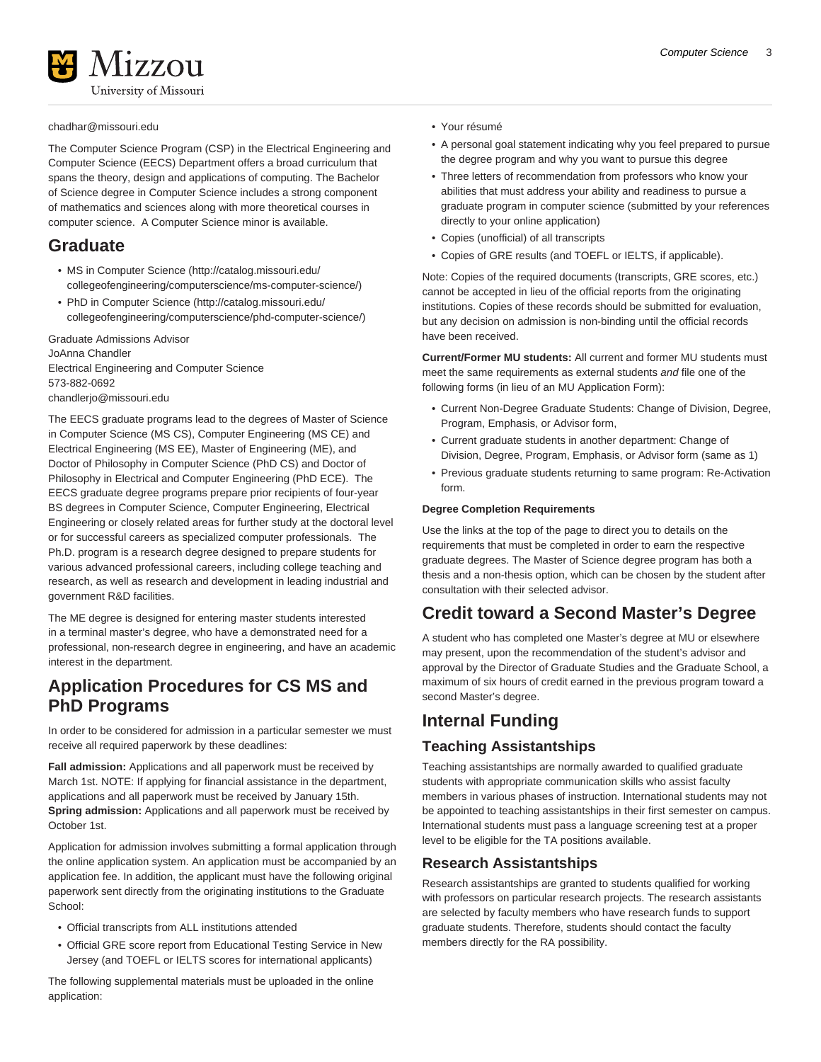chadhar@missouri.edu

The Computer Science Program (CSP) in the Electrical Engineering and Computer Science (EECS) Department offers a broad curriculum that spans the theory, design and applications of computing. The Bachelor of Science degree in Computer Science includes a strong component of mathematics and sciences along with more theoretical courses in computer science.  A Computer Science minor is available.

## Graduate

- MS in Computer Science (http://catalog.missouri.edu/collegeofengineering/computerscience/ms-computer-science/)
- PhD in Computer Science (http://catalog.missouri.edu/collegeofengineering/computerscience/phd-computer-science/)

Graduate Admissions Advisor
JoAnna Chandler
Electrical Engineering and Computer Science
573-882-0692
chandlerjo@missouri.edu

The EECS graduate programs lead to the degrees of Master of Science in Computer Science (MS CS), Computer Engineering (MS CE) and Electrical Engineering (MS EE), Master of Engineering (ME), and Doctor of Philosophy in Computer Science (PhD CS) and Doctor of Philosophy in Electrical and Computer Engineering (PhD ECE).  The EECS graduate degree programs prepare prior recipients of four-year BS degrees in Computer Science, Computer Engineering, Electrical Engineering or closely related areas for further study at the doctoral level or for successful careers as specialized computer professionals.  The Ph.D. program is a research degree designed to prepare students for various advanced professional careers, including college teaching and research, as well as research and development in leading industrial and government R&D facilities.

The ME degree is designed for entering master students interested in a terminal master's degree, who have a demonstrated need for a professional, non-research degree in engineering, and have an academic interest in the department.

## Application Procedures for CS MS and PhD Programs

In order to be considered for admission in a particular semester we must receive all required paperwork by these deadlines:

**Fall admission:** Applications and all paperwork must be received by March 1st. NOTE: If applying for financial assistance in the department, applications and all paperwork must be received by January 15th.
**Spring admission:** Applications and all paperwork must be received by October 1st.

Application for admission involves submitting a formal application through the online application system. An application must be accompanied by an application fee. In addition, the applicant must have the following original paperwork sent directly from the originating institutions to the Graduate School:

- Official transcripts from ALL institutions attended
- Official GRE score report from Educational Testing Service in New Jersey (and TOEFL or IELTS scores for international applicants)

The following supplemental materials must be uploaded in the online application:

- Your résumé
- A personal goal statement indicating why you feel prepared to pursue the degree program and why you want to pursue this degree
- Three letters of recommendation from professors who know your abilities that must address your ability and readiness to pursue a graduate program in computer science (submitted by your references directly to your online application)
- Copies (unofficial) of all transcripts
- Copies of GRE results (and TOEFL or IELTS, if applicable).

Note: Copies of the required documents (transcripts, GRE scores, etc.) cannot be accepted in lieu of the official reports from the originating institutions. Copies of these records should be submitted for evaluation, but any decision on admission is non-binding until the official records have been received.

**Current/Former MU students:** All current and former MU students must meet the same requirements as external students *and* file one of the following forms (in lieu of an MU Application Form):

- Current Non-Degree Graduate Students: Change of Division, Degree, Program, Emphasis, or Advisor form,
- Current graduate students in another department: Change of Division, Degree, Program, Emphasis, or Advisor form (same as 1)
- Previous graduate students returning to same program: Re-Activation form.

**Degree Completion Requirements**

Use the links at the top of the page to direct you to details on the requirements that must be completed in order to earn the respective graduate degrees. The Master of Science degree program has both a thesis and a non-thesis option, which can be chosen by the student after consultation with their selected advisor.

## Credit toward a Second Master's Degree

A student who has completed one Master's degree at MU or elsewhere may present, upon the recommendation of the student's advisor and approval by the Director of Graduate Studies and the Graduate School, a maximum of six hours of credit earned in the previous program toward a second Master's degree.

## Internal Funding

### Teaching Assistantships

Teaching assistantships are normally awarded to qualified graduate students with appropriate communication skills who assist faculty members in various phases of instruction. International students may not be appointed to teaching assistantships in their first semester on campus. International students must pass a language screening test at a proper level to be eligible for the TA positions available.

### Research Assistantships

Research assistantships are granted to students qualified for working with professors on particular research projects. The research assistants are selected by faculty members who have research funds to support graduate students. Therefore, students should contact the faculty members directly for the RA possibility.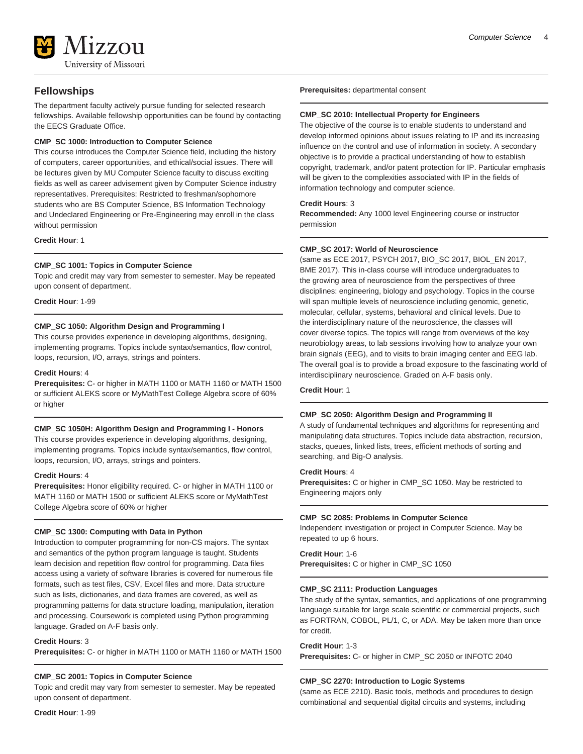## Fellowships

The department faculty actively pursue funding for selected research fellowships. Available fellowship opportunities can be found by contacting the EECS Graduate Office.

**CMP_SC 1000: Introduction to Computer Science**

This course introduces the Computer Science field, including the history of computers, career opportunities, and ethical/social issues. There will be lectures given by MU Computer Science faculty to discuss exciting fields as well as career advisement given by Computer Science industry representatives. Prerequisites: Restricted to freshman/sophomore students who are BS Computer Science, BS Information Technology and Undeclared Engineering or Pre-Engineering may enroll in the class without permission

**Credit Hour**: 1

**CMP_SC 1001: Topics in Computer Science**

Topic and credit may vary from semester to semester. May be repeated upon consent of department.

**Credit Hour**: 1-99

**CMP_SC 1050: Algorithm Design and Programming I**

This course provides experience in developing algorithms, designing, implementing programs. Topics include syntax/semantics, flow control, loops, recursion, I/O, arrays, strings and pointers.

**Credit Hours**: 4

**Prerequisites:** C- or higher in MATH 1100 or MATH 1160 or MATH 1500 or sufficient ALEKS score or MyMathTest College Algebra score of 60% or higher

**CMP_SC 1050H: Algorithm Design and Programming I - Honors**

This course provides experience in developing algorithms, designing, implementing programs. Topics include syntax/semantics, flow control, loops, recursion, I/O, arrays, strings and pointers.

**Credit Hours**: 4

**Prerequisites:** Honor eligibility required. C- or higher in MATH 1100 or MATH 1160 or MATH 1500 or sufficient ALEKS score or MyMathTest College Algebra score of 60% or higher

**CMP_SC 1300: Computing with Data in Python**

Introduction to computer programming for non-CS majors. The syntax and semantics of the python program language is taught. Students learn decision and repetition flow control for programming. Data files access using a variety of software libraries is covered for numerous file formats, such as test files, CSV, Excel files and more. Data structure such as lists, dictionaries, and data frames are covered, as well as programming patterns for data structure loading, manipulation, iteration and processing. Coursework is completed using Python programming language. Graded on A-F basis only.

**Credit Hours**: 3

**Prerequisites:** C- or higher in MATH 1100 or MATH 1160 or MATH 1500

**CMP_SC 2001: Topics in Computer Science**

Topic and credit may vary from semester to semester. May be repeated upon consent of department.

**Credit Hour**: 1-99

**Prerequisites:** departmental consent

**CMP_SC 2010: Intellectual Property for Engineers**

The objective of the course is to enable students to understand and develop informed opinions about issues relating to IP and its increasing influence on the control and use of information in society. A secondary objective is to provide a practical understanding of how to establish copyright, trademark, and/or patent protection for IP. Particular emphasis will be given to the complexities associated with IP in the fields of information technology and computer science.

**Credit Hours**: 3

**Recommended:** Any 1000 level Engineering course or instructor permission

**CMP_SC 2017: World of Neuroscience**

(same as ECE 2017, PSYCH 2017, BIO_SC 2017, BIOL_EN 2017, BME 2017). This in-class course will introduce undergraduates to the growing area of neuroscience from the perspectives of three disciplines: engineering, biology and psychology. Topics in the course will span multiple levels of neuroscience including genomic, genetic, molecular, cellular, systems, behavioral and clinical levels. Due to the interdisciplinary nature of the neuroscience, the classes will cover diverse topics. The topics will range from overviews of the key neurobiology areas, to lab sessions involving how to analyze your own brain signals (EEG), and to visits to brain imaging center and EEG lab. The overall goal is to provide a broad exposure to the fascinating world of interdisciplinary neuroscience. Graded on A-F basis only.

**Credit Hour**: 1

**CMP_SC 2050: Algorithm Design and Programming II**

A study of fundamental techniques and algorithms for representing and manipulating data structures. Topics include data abstraction, recursion, stacks, queues, linked lists, trees, efficient methods of sorting and searching, and Big-O analysis.

**Credit Hours**: 4

**Prerequisites:** C or higher in CMP_SC 1050. May be restricted to Engineering majors only

**CMP_SC 2085: Problems in Computer Science**

Independent investigation or project in Computer Science. May be repeated to up 6 hours.

**Credit Hour**: 1-6

**Prerequisites:** C or higher in CMP_SC 1050

**CMP_SC 2111: Production Languages**

The study of the syntax, semantics, and applications of one programming language suitable for large scale scientific or commercial projects, such as FORTRAN, COBOL, PL/1, C, or ADA. May be taken more than once for credit.

**Credit Hour**: 1-3

**Prerequisites:** C- or higher in CMP_SC 2050 or INFOTC 2040

**CMP_SC 2270: Introduction to Logic Systems**

(same as ECE 2210). Basic tools, methods and procedures to design combinational and sequential digital circuits and systems, including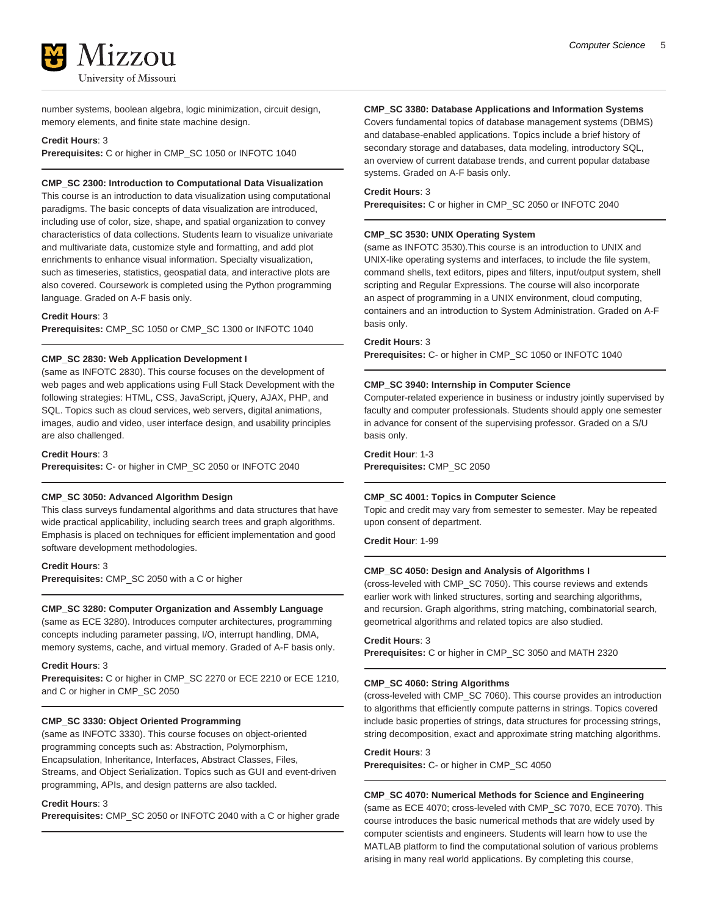number systems, boolean algebra, logic minimization, circuit design, memory elements, and finite state machine design.

**Credit Hours**: 3
**Prerequisites:** C or higher in CMP_SC 1050 or INFOTC 1040

**CMP_SC 2300: Introduction to Computational Data Visualization**
This course is an introduction to data visualization using computational paradigms. The basic concepts of data visualization are introduced, including use of color, size, shape, and spatial organization to convey characteristics of data collections. Students learn to visualize univariate and multivariate data, customize style and formatting, and add plot enrichments to enhance visual information. Specialty visualization, such as timeseries, statistics, geospatial data, and interactive plots are also covered. Coursework is completed using the Python programming language. Graded on A-F basis only.

**Credit Hours**: 3
**Prerequisites:** CMP_SC 1050 or CMP_SC 1300 or INFOTC 1040

**CMP_SC 2830: Web Application Development I**
(same as INFOTC 2830). This course focuses on the development of web pages and web applications using Full Stack Development with the following strategies: HTML, CSS, JavaScript, jQuery, AJAX, PHP, and SQL. Topics such as cloud services, web servers, digital animations, images, audio and video, user interface design, and usability principles are also challenged.

**Credit Hours**: 3
**Prerequisites:** C- or higher in CMP_SC 2050 or INFOTC 2040

**CMP_SC 3050: Advanced Algorithm Design**
This class surveys fundamental algorithms and data structures that have wide practical applicability, including search trees and graph algorithms. Emphasis is placed on techniques for efficient implementation and good software development methodologies.

**Credit Hours**: 3
**Prerequisites:** CMP_SC 2050 with a C or higher

**CMP_SC 3280: Computer Organization and Assembly Language**
(same as ECE 3280). Introduces computer architectures, programming concepts including parameter passing, I/O, interrupt handling, DMA, memory systems, cache, and virtual memory. Graded of A-F basis only.

**Credit Hours**: 3
**Prerequisites:** C or higher in CMP_SC 2270 or ECE 2210 or ECE 1210, and C or higher in CMP_SC 2050

**CMP_SC 3330: Object Oriented Programming**
(same as INFOTC 3330). This course focuses on object-oriented programming concepts such as: Abstraction, Polymorphism, Encapsulation, Inheritance, Interfaces, Abstract Classes, Files, Streams, and Object Serialization. Topics such as GUI and event-driven programming, APIs, and design patterns are also tackled.

**Credit Hours**: 3
**Prerequisites:** CMP_SC 2050 or INFOTC 2040 with a C or higher grade

**CMP_SC 3380: Database Applications and Information Systems**
Covers fundamental topics of database management systems (DBMS) and database-enabled applications. Topics include a brief history of secondary storage and databases, data modeling, introductory SQL, an overview of current database trends, and current popular database systems. Graded on A-F basis only.

**Credit Hours**: 3
**Prerequisites:** C or higher in CMP_SC 2050 or INFOTC 2040

**CMP_SC 3530: UNIX Operating System**
(same as INFOTC 3530).This course is an introduction to UNIX and UNIX-like operating systems and interfaces, to include the file system, command shells, text editors, pipes and filters, input/output system, shell scripting and Regular Expressions. The course will also incorporate an aspect of programming in a UNIX environment, cloud computing, containers and an introduction to System Administration. Graded on A-F basis only.

**Credit Hours**: 3
**Prerequisites:** C- or higher in CMP_SC 1050 or INFOTC 1040

**CMP_SC 3940: Internship in Computer Science**
Computer-related experience in business or industry jointly supervised by faculty and computer professionals. Students should apply one semester in advance for consent of the supervising professor. Graded on a S/U basis only.

**Credit Hour**: 1-3
**Prerequisites:** CMP_SC 2050

**CMP_SC 4001: Topics in Computer Science**
Topic and credit may vary from semester to semester. May be repeated upon consent of department.

**Credit Hour**: 1-99

**CMP_SC 4050: Design and Analysis of Algorithms I**
(cross-leveled with CMP_SC 7050). This course reviews and extends earlier work with linked structures, sorting and searching algorithms, and recursion. Graph algorithms, string matching, combinatorial search, geometrical algorithms and related topics are also studied.

**Credit Hours**: 3
**Prerequisites:** C or higher in CMP_SC 3050 and MATH 2320

**CMP_SC 4060: String Algorithms**
(cross-leveled with CMP_SC 7060). This course provides an introduction to algorithms that efficiently compute patterns in strings. Topics covered include basic properties of strings, data structures for processing strings, string decomposition, exact and approximate string matching algorithms.

**Credit Hours**: 3
**Prerequisites:** C- or higher in CMP_SC 4050

**CMP_SC 4070: Numerical Methods for Science and Engineering**
(same as ECE 4070; cross-leveled with CMP_SC 7070, ECE 7070). This course introduces the basic numerical methods that are widely used by computer scientists and engineers. Students will learn how to use the MATLAB platform to find the computational solution of various problems arising in many real world applications. By completing this course,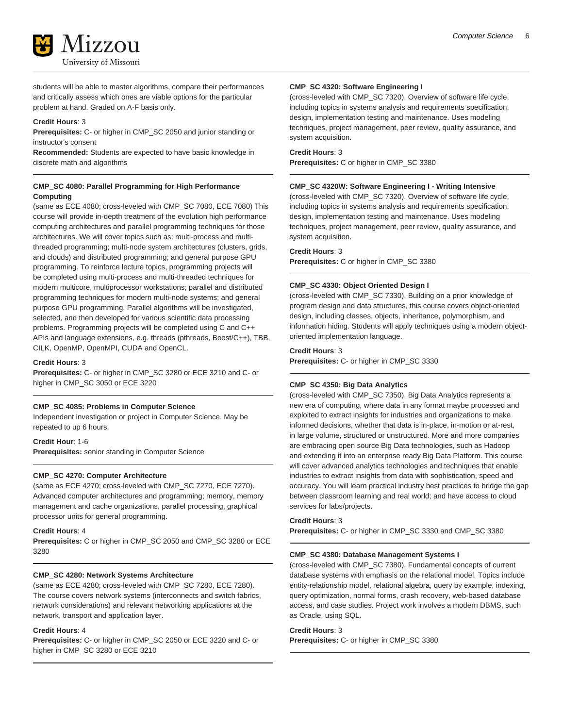students will be able to master algorithms, compare their performances and critically assess which ones are viable options for the particular problem at hand. Graded on A-F basis only.

**Credit Hours**: 3
**Prerequisites:** C- or higher in CMP_SC 2050 and junior standing or instructor's consent
**Recommended:** Students are expected to have basic knowledge in discrete math and algorithms

---

**CMP_SC 4080: Parallel Programming for High Performance Computing**
(same as ECE 4080; cross-leveled with CMP_SC 7080, ECE 7080) This course will provide in-depth treatment of the evolution high performance computing architectures and parallel programming techniques for those architectures. We will cover topics such as: multi-process and multi-threaded programming; multi-node system architectures (clusters, grids, and clouds) and distributed programming; and general purpose GPU programming. To reinforce lecture topics, programming projects will be completed using multi-process and multi-threaded techniques for modern multicore, multiprocessor workstations; parallel and distributed programming techniques for modern multi-node systems; and general purpose GPU programming. Parallel algorithms will be investigated, selected, and then developed for various scientific data processing problems. Programming projects will be completed using C and C++ APIs and language extensions, e.g. threads (pthreads, Boost/C++), TBB, CILK, OpenMP, OpenMPI, CUDA and OpenCL.

**Credit Hours**: 3
**Prerequisites:** C- or higher in CMP_SC 3280 or ECE 3210 and C- or higher in CMP_SC 3050 or ECE 3220

---

**CMP_SC 4085: Problems in Computer Science**
Independent investigation or project in Computer Science. May be repeated to up 6 hours.

**Credit Hour**: 1-6
**Prerequisites:** senior standing in Computer Science

---

**CMP_SC 4270: Computer Architecture**
(same as ECE 4270; cross-leveled with CMP_SC 7270, ECE 7270). Advanced computer architectures and programming; memory, memory management and cache organizations, parallel processing, graphical processor units for general programming.

**Credit Hours**: 4
**Prerequisites:** C or higher in CMP_SC 2050 and CMP_SC 3280 or ECE 3280

---

**CMP_SC 4280: Network Systems Architecture**
(same as ECE 4280; cross-leveled with CMP_SC 7280, ECE 7280). The course covers network systems (interconnects and switch fabrics, network considerations) and relevant networking applications at the network, transport and application layer.

**Credit Hours**: 4
**Prerequisites:** C- or higher in CMP_SC 2050 or ECE 3220 and C- or higher in CMP_SC 3280 or ECE 3210

---

**CMP_SC 4320: Software Engineering I**
(cross-leveled with CMP_SC 7320). Overview of software life cycle, including topics in systems analysis and requirements specification, design, implementation testing and maintenance. Uses modeling techniques, project management, peer review, quality assurance, and system acquisition.

**Credit Hours**: 3
**Prerequisites:** C or higher in CMP_SC 3380

---

**CMP_SC 4320W: Software Engineering I - Writing Intensive**
(cross-leveled with CMP_SC 7320). Overview of software life cycle, including topics in systems analysis and requirements specification, design, implementation testing and maintenance. Uses modeling techniques, project management, peer review, quality assurance, and system acquisition.

**Credit Hours**: 3
**Prerequisites:** C or higher in CMP_SC 3380

---

**CMP_SC 4330: Object Oriented Design I**
(cross-leveled with CMP_SC 7330). Building on a prior knowledge of program design and data structures, this course covers object-oriented design, including classes, objects, inheritance, polymorphism, and information hiding. Students will apply techniques using a modern object-oriented implementation language.

**Credit Hours**: 3
**Prerequisites:** C- or higher in CMP_SC 3330

---

**CMP_SC 4350: Big Data Analytics**
(cross-leveled with CMP_SC 7350). Big Data Analytics represents a new era of computing, where data in any format maybe processed and exploited to extract insights for industries and organizations to make informed decisions, whether that data is in-place, in-motion or at-rest, in large volume, structured or unstructured. More and more companies are embracing open source Big Data technologies, such as Hadoop and extending it into an enterprise ready Big Data Platform. This course will cover advanced analytics technologies and techniques that enable industries to extract insights from data with sophistication, speed and accuracy. You will learn practical industry best practices to bridge the gap between classroom learning and real world; and have access to cloud services for labs/projects.

**Credit Hours**: 3
**Prerequisites:** C- or higher in CMP_SC 3330 and CMP_SC 3380

---

**CMP_SC 4380: Database Management Systems I**
(cross-leveled with CMP_SC 7380). Fundamental concepts of current database systems with emphasis on the relational model. Topics include entity-relationship model, relational algebra, query by example, indexing, query optimization, normal forms, crash recovery, web-based database access, and case studies. Project work involves a modern DBMS, such as Oracle, using SQL.

**Credit Hours**: 3
**Prerequisites:** C- or higher in CMP_SC 3380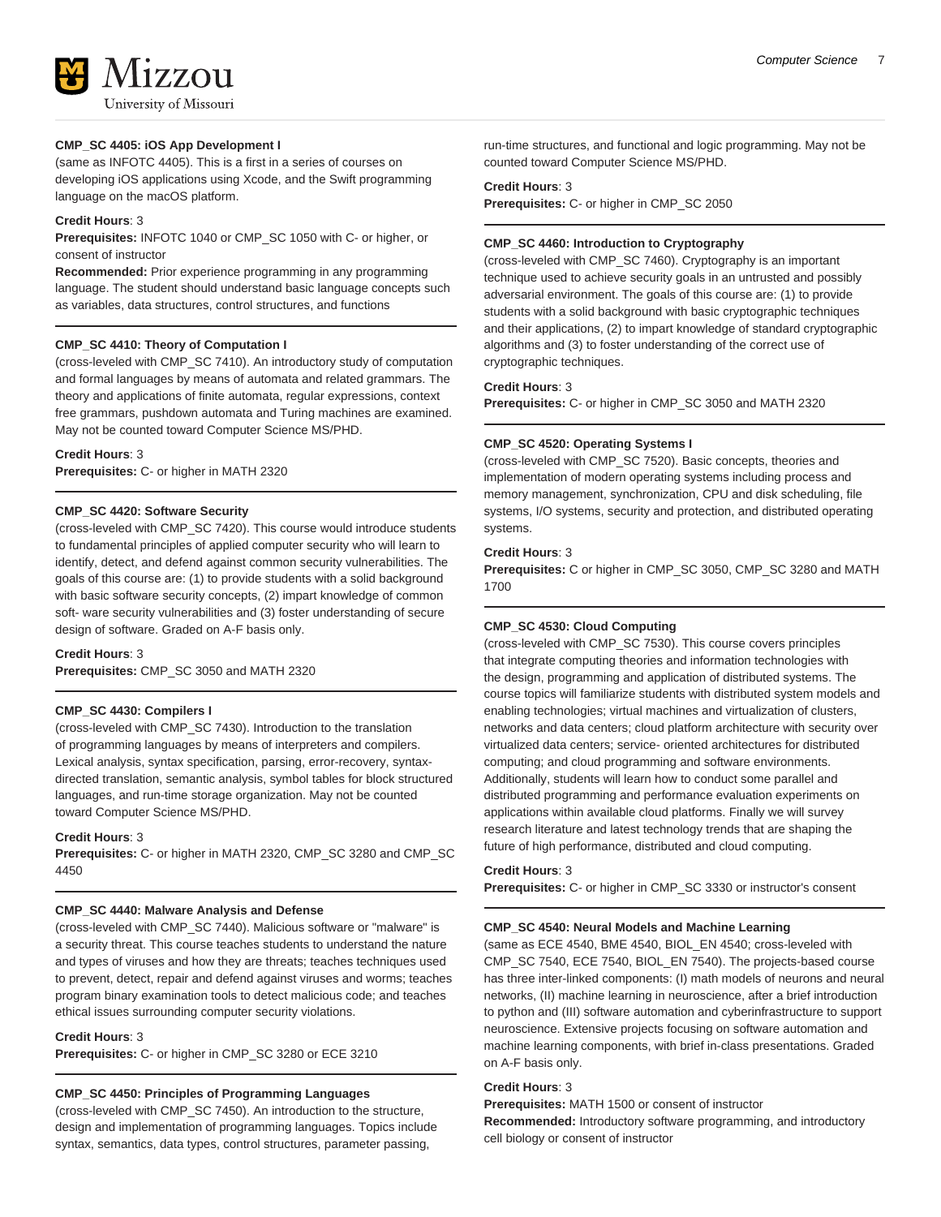**CMP_SC 4405: iOS App Development I**

(same as INFOTC 4405). This is a first in a series of courses on developing iOS applications using Xcode, and the Swift programming language on the macOS platform.

**Credit Hours**: 3
**Prerequisites:** INFOTC 1040 or CMP_SC 1050 with C- or higher, or consent of instructor
**Recommended:** Prior experience programming in any programming language. The student should understand basic language concepts such as variables, data structures, control structures, and functions

---

**CMP_SC 4410: Theory of Computation I**

(cross-leveled with CMP_SC 7410). An introductory study of computation and formal languages by means of automata and related grammars. The theory and applications of finite automata, regular expressions, context free grammars, pushdown automata and Turing machines are examined. May not be counted toward Computer Science MS/PHD.

**Credit Hours**: 3
**Prerequisites:** C- or higher in MATH 2320

---

**CMP_SC 4420: Software Security**

(cross-leveled with CMP_SC 7420). This course would introduce students to fundamental principles of applied computer security who will learn to identify, detect, and defend against common security vulnerabilities. The goals of this course are: (1) to provide students with a solid background with basic software security concepts, (2) impart knowledge of common soft- ware security vulnerabilities and (3) foster understanding of secure design of software. Graded on A-F basis only.

**Credit Hours**: 3
**Prerequisites:** CMP_SC 3050 and MATH 2320

---

**CMP_SC 4430: Compilers I**

(cross-leveled with CMP_SC 7430). Introduction to the translation of programming languages by means of interpreters and compilers. Lexical analysis, syntax specification, parsing, error-recovery, syntax-directed translation, semantic analysis, symbol tables for block structured languages, and run-time storage organization. May not be counted toward Computer Science MS/PHD.

**Credit Hours**: 3
**Prerequisites:** C- or higher in MATH 2320, CMP_SC 3280 and CMP_SC 4450

---

**CMP_SC 4440: Malware Analysis and Defense**

(cross-leveled with CMP_SC 7440). Malicious software or "malware" is a security threat. This course teaches students to understand the nature and types of viruses and how they are threats; teaches techniques used to prevent, detect, repair and defend against viruses and worms; teaches program binary examination tools to detect malicious code; and teaches ethical issues surrounding computer security violations.

**Credit Hours**: 3
**Prerequisites:** C- or higher in CMP_SC 3280 or ECE 3210

---

**CMP_SC 4450: Principles of Programming Languages**

(cross-leveled with CMP_SC 7450). An introduction to the structure, design and implementation of programming languages. Topics include syntax, semantics, data types, control structures, parameter passing, run-time structures, and functional and logic programming. May not be counted toward Computer Science MS/PHD.

**Credit Hours**: 3
**Prerequisites:** C- or higher in CMP_SC 2050

---

**CMP_SC 4460: Introduction to Cryptography**

(cross-leveled with CMP_SC 7460). Cryptography is an important technique used to achieve security goals in an untrusted and possibly adversarial environment. The goals of this course are: (1) to provide students with a solid background with basic cryptographic techniques and their applications, (2) to impart knowledge of standard cryptographic algorithms and (3) to foster understanding of the correct use of cryptographic techniques.

**Credit Hours**: 3
**Prerequisites:** C- or higher in CMP_SC 3050 and MATH 2320

---

**CMP_SC 4520: Operating Systems I**

(cross-leveled with CMP_SC 7520). Basic concepts, theories and implementation of modern operating systems including process and memory management, synchronization, CPU and disk scheduling, file systems, I/O systems, security and protection, and distributed operating systems.

**Credit Hours**: 3
**Prerequisites:** C or higher in CMP_SC 3050, CMP_SC 3280 and MATH 1700

---

**CMP_SC 4530: Cloud Computing**

(cross-leveled with CMP_SC 7530). This course covers principles that integrate computing theories and information technologies with the design, programming and application of distributed systems. The course topics will familiarize students with distributed system models and enabling technologies; virtual machines and virtualization of clusters, networks and data centers; cloud platform architecture with security over virtualized data centers; service- oriented architectures for distributed computing; and cloud programming and software environments. Additionally, students will learn how to conduct some parallel and distributed programming and performance evaluation experiments on applications within available cloud platforms. Finally we will survey research literature and latest technology trends that are shaping the future of high performance, distributed and cloud computing.

**Credit Hours**: 3
**Prerequisites:** C- or higher in CMP_SC 3330 or instructor's consent

---

**CMP_SC 4540: Neural Models and Machine Learning**

(same as ECE 4540, BME 4540, BIOL_EN 4540; cross-leveled with CMP_SC 7540, ECE 7540, BIOL_EN 7540). The projects-based course has three inter-linked components: (I) math models of neurons and neural networks, (II) machine learning in neuroscience, after a brief introduction to python and (III) software automation and cyberinfrastructure to support neuroscience. Extensive projects focusing on software automation and machine learning components, with brief in-class presentations. Graded on A-F basis only.

**Credit Hours**: 3
**Prerequisites:** MATH 1500 or consent of instructor
**Recommended:** Introductory software programming, and introductory cell biology or consent of instructor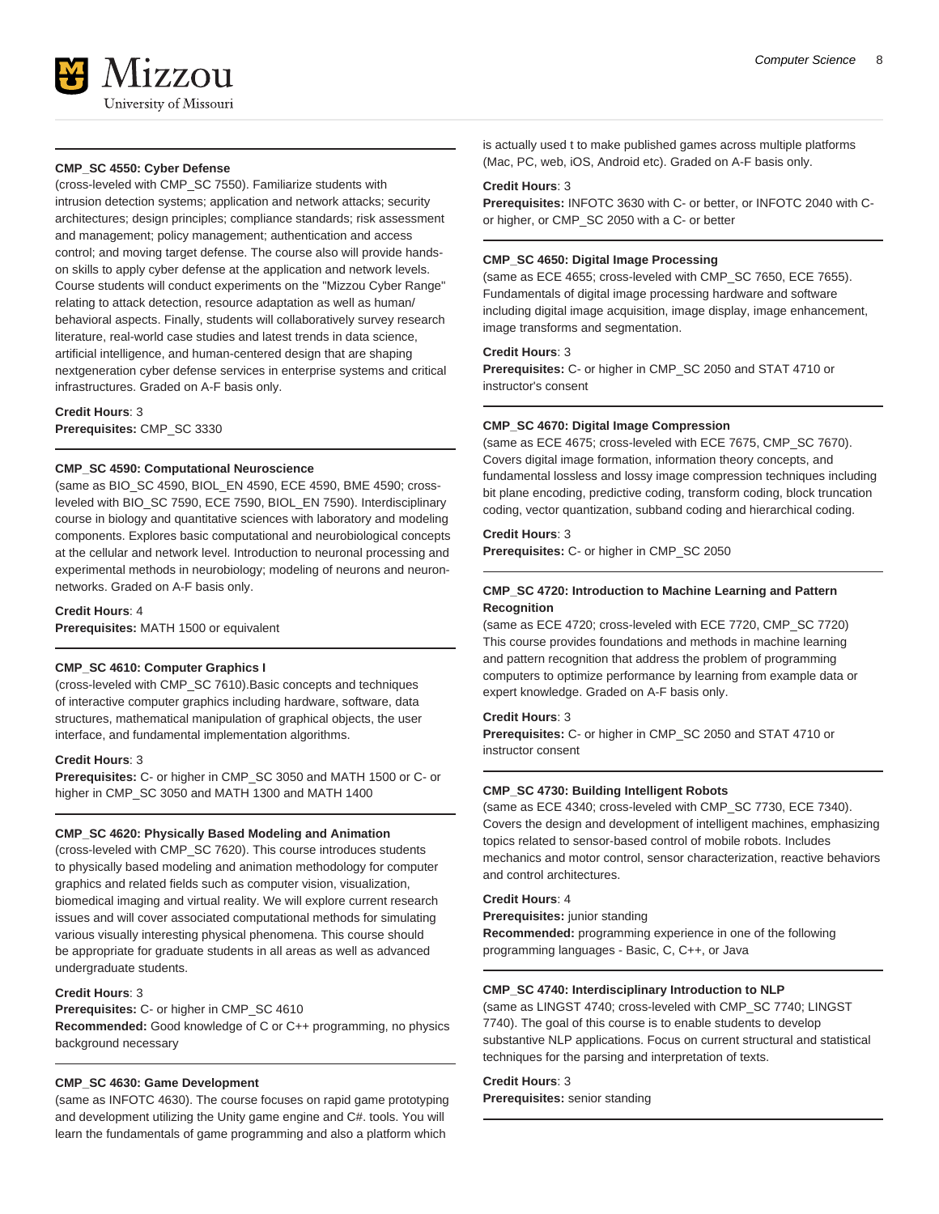#### CMP_SC 4550: Cyber Defense

(cross-leveled with CMP_SC 7550). Familiarize students with intrusion detection systems; application and network attacks; security architectures; design principles; compliance standards; risk assessment and management; policy management; authentication and access control; and moving target defense. The course also will provide hands-on skills to apply cyber defense at the application and network levels. Course students will conduct experiments on the "Mizzou Cyber Range" relating to attack detection, resource adaptation as well as human/behavioral aspects. Finally, students will collaboratively survey research literature, real-world case studies and latest trends in data science, artificial intelligence, and human-centered design that are shaping nextgeneration cyber defense services in enterprise systems and critical infrastructures. Graded on A-F basis only.

**Credit Hours**: 3
**Prerequisites:** CMP_SC 3330

#### CMP_SC 4590: Computational Neuroscience

(same as BIO_SC 4590, BIOL_EN 4590, ECE 4590, BME 4590; cross-leveled with BIO_SC 7590, ECE 7590, BIOL_EN 7590). Interdisciplinary course in biology and quantitative sciences with laboratory and modeling components. Explores basic computational and neurobiological concepts at the cellular and network level. Introduction to neuronal processing and experimental methods in neurobiology; modeling of neurons and neuron-networks. Graded on A-F basis only.

**Credit Hours**: 4
**Prerequisites:** MATH 1500 or equivalent

#### CMP_SC 4610: Computer Graphics I

(cross-leveled with CMP_SC 7610).Basic concepts and techniques of interactive computer graphics including hardware, software, data structures, mathematical manipulation of graphical objects, the user interface, and fundamental implementation algorithms.

**Credit Hours**: 3
**Prerequisites:** C- or higher in CMP_SC 3050 and MATH 1500 or C- or higher in CMP_SC 3050 and MATH 1300 and MATH 1400

#### CMP_SC 4620: Physically Based Modeling and Animation

(cross-leveled with CMP_SC 7620). This course introduces students to physically based modeling and animation methodology for computer graphics and related fields such as computer vision, visualization, biomedical imaging and virtual reality. We will explore current research issues and will cover associated computational methods for simulating various visually interesting physical phenomena. This course should be appropriate for graduate students in all areas as well as advanced undergraduate students.

**Credit Hours**: 3
**Prerequisites:** C- or higher in CMP_SC 4610
**Recommended:** Good knowledge of C or C++ programming, no physics background necessary

#### CMP_SC 4630: Game Development

(same as INFOTC 4630). The course focuses on rapid game prototyping and development utilizing the Unity game engine and C#. tools. You will learn the fundamentals of game programming and also a platform which is actually used t to make published games across multiple platforms (Mac, PC, web, iOS, Android etc). Graded on A-F basis only.

**Credit Hours**: 3
**Prerequisites:** INFOTC 3630 with C- or better, or INFOTC 2040 with C- or higher, or CMP_SC 2050 with a C- or better

#### CMP_SC 4650: Digital Image Processing

(same as ECE 4655; cross-leveled with CMP_SC 7650, ECE 7655). Fundamentals of digital image processing hardware and software including digital image acquisition, image display, image enhancement, image transforms and segmentation.

**Credit Hours**: 3
**Prerequisites:** C- or higher in CMP_SC 2050 and STAT 4710 or instructor's consent

#### CMP_SC 4670: Digital Image Compression

(same as ECE 4675; cross-leveled with ECE 7675, CMP_SC 7670). Covers digital image formation, information theory concepts, and fundamental lossless and lossy image compression techniques including bit plane encoding, predictive coding, transform coding, block truncation coding, vector quantization, subband coding and hierarchical coding.

**Credit Hours**: 3
**Prerequisites:** C- or higher in CMP_SC 2050

#### CMP_SC 4720: Introduction to Machine Learning and Pattern Recognition

(same as ECE 4720; cross-leveled with ECE 7720, CMP_SC 7720) This course provides foundations and methods in machine learning and pattern recognition that address the problem of programming computers to optimize performance by learning from example data or expert knowledge. Graded on A-F basis only.

**Credit Hours**: 3
**Prerequisites:** C- or higher in CMP_SC 2050 and STAT 4710 or instructor consent

#### CMP_SC 4730: Building Intelligent Robots

(same as ECE 4340; cross-leveled with CMP_SC 7730, ECE 7340). Covers the design and development of intelligent machines, emphasizing topics related to sensor-based control of mobile robots. Includes mechanics and motor control, sensor characterization, reactive behaviors and control architectures.

**Credit Hours**: 4
**Prerequisites:** junior standing
**Recommended:** programming experience in one of the following programming languages - Basic, C, C++, or Java

#### CMP_SC 4740: Interdisciplinary Introduction to NLP

(same as LINGST 4740; cross-leveled with CMP_SC 7740; LINGST 7740). The goal of this course is to enable students to develop substantive NLP applications. Focus on current structural and statistical techniques for the parsing and interpretation of texts.

**Credit Hours**: 3
**Prerequisites:** senior standing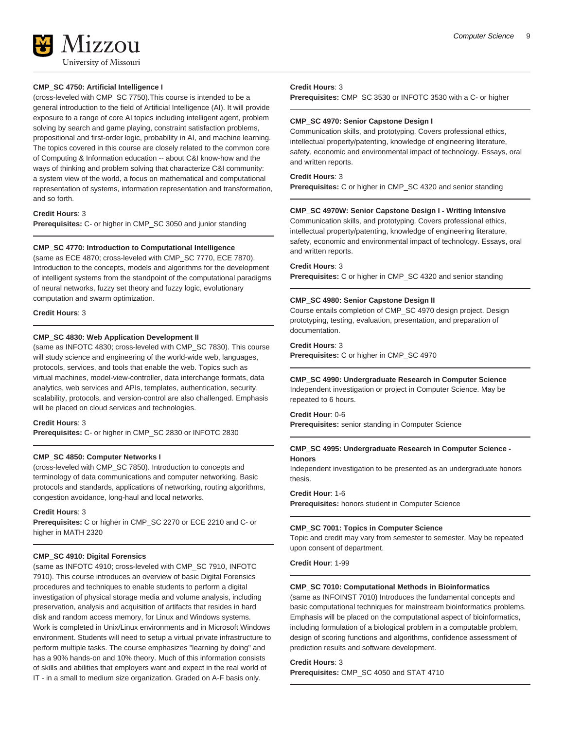**CMP_SC 4750: Artificial Intelligence I**

(cross-leveled with CMP_SC 7750).This course is intended to be a general introduction to the field of Artificial Intelligence (AI). It will provide exposure to a range of core AI topics including intelligent agent, problem solving by search and game playing, constraint satisfaction problems, propositional and first-order logic, probability in AI, and machine learning. The topics covered in this course are closely related to the common core of Computing & Information education -- about C&I know-how and the ways of thinking and problem solving that characterize C&I community: a system view of the world, a focus on mathematical and computational representation of systems, information representation and transformation, and so forth.

**Credit Hours**: 3
**Prerequisites:** C- or higher in CMP_SC 3050 and junior standing

**CMP_SC 4770: Introduction to Computational Intelligence**

(same as ECE 4870; cross-leveled with CMP_SC 7770, ECE 7870). Introduction to the concepts, models and algorithms for the development of intelligent systems from the standpoint of the computational paradigms of neural networks, fuzzy set theory and fuzzy logic, evolutionary computation and swarm optimization.

**Credit Hours**: 3

**CMP_SC 4830: Web Application Development II**

(same as INFOTC 4830; cross-leveled with CMP_SC 7830). This course will study science and engineering of the world-wide web, languages, protocols, services, and tools that enable the web. Topics such as virtual machines, model-view-controller, data interchange formats, data analytics, web services and APIs, templates, authentication, security, scalability, protocols, and version-control are also challenged. Emphasis will be placed on cloud services and technologies.

**Credit Hours**: 3
**Prerequisites:** C- or higher in CMP_SC 2830 or INFOTC 2830

**CMP_SC 4850: Computer Networks I**

(cross-leveled with CMP_SC 7850). Introduction to concepts and terminology of data communications and computer networking. Basic protocols and standards, applications of networking, routing algorithms, congestion avoidance, long-haul and local networks.

**Credit Hours**: 3
**Prerequisites:** C or higher in CMP_SC 2270 or ECE 2210 and C- or higher in MATH 2320

**CMP_SC 4910: Digital Forensics**

(same as INFOTC 4910; cross-leveled with CMP_SC 7910, INFOTC 7910). This course introduces an overview of basic Digital Forensics procedures and techniques to enable students to perform a digital investigation of physical storage media and volume analysis, including preservation, analysis and acquisition of artifacts that resides in hard disk and random access memory, for Linux and Windows systems. Work is completed in Unix/Linux environments and in Microsoft Windows environment. Students will need to setup a virtual private infrastructure to perform multiple tasks. The course emphasizes "learning by doing" and has a 90% hands-on and 10% theory. Much of this information consists of skills and abilities that employers want and expect in the real world of IT - in a small to medium size organization. Graded on A-F basis only.

**Credit Hours**: 3
**Prerequisites:** CMP_SC 3530 or INFOTC 3530 with a C- or higher

**CMP_SC 4970: Senior Capstone Design I**

Communication skills, and prototyping. Covers professional ethics, intellectual property/patenting, knowledge of engineering literature, safety, economic and environmental impact of technology. Essays, oral and written reports.

**Credit Hours**: 3
**Prerequisites:** C or higher in CMP_SC 4320 and senior standing

**CMP_SC 4970W: Senior Capstone Design I - Writing Intensive**

Communication skills, and prototyping. Covers professional ethics, intellectual property/patenting, knowledge of engineering literature, safety, economic and environmental impact of technology. Essays, oral and written reports.

**Credit Hours**: 3
**Prerequisites:** C or higher in CMP_SC 4320 and senior standing

**CMP_SC 4980: Senior Capstone Design II**

Course entails completion of CMP_SC 4970 design project. Design prototyping, testing, evaluation, presentation, and preparation of documentation.

**Credit Hours**: 3
**Prerequisites:** C or higher in CMP_SC 4970

**CMP_SC 4990: Undergraduate Research in Computer Science**

Independent investigation or project in Computer Science. May be repeated to 6 hours.

**Credit Hour**: 0-6
**Prerequisites:** senior standing in Computer Science

**CMP_SC 4995: Undergraduate Research in Computer Science - Honors**

Independent investigation to be presented as an undergraduate honors thesis.

**Credit Hour**: 1-6
**Prerequisites:** honors student in Computer Science

**CMP_SC 7001: Topics in Computer Science**

Topic and credit may vary from semester to semester. May be repeated upon consent of department.

**Credit Hour**: 1-99

**CMP_SC 7010: Computational Methods in Bioinformatics**

(same as INFOINST 7010) Introduces the fundamental concepts and basic computational techniques for mainstream bioinformatics problems. Emphasis will be placed on the computational aspect of bioinformatics, including formulation of a biological problem in a computable problem, design of scoring functions and algorithms, confidence assessment of prediction results and software development.

**Credit Hours**: 3
**Prerequisites:** CMP_SC 4050 and STAT 4710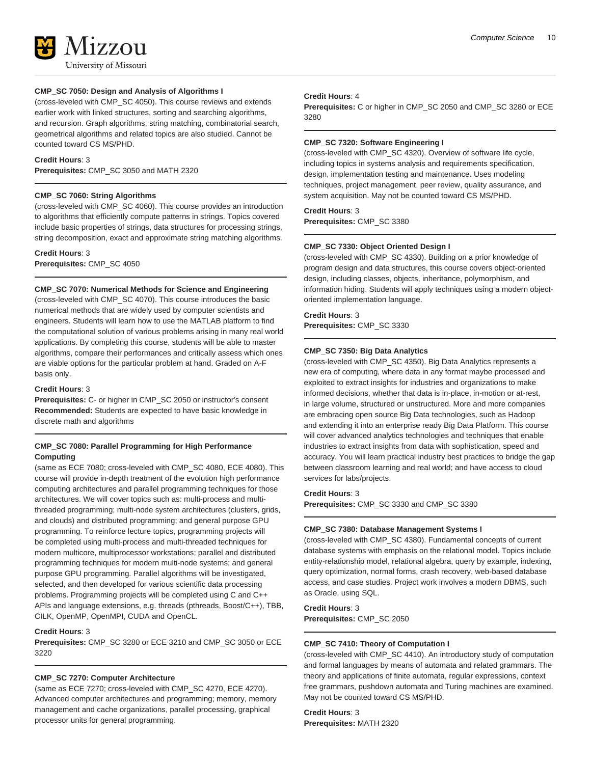**CMP_SC 7050: Design and Analysis of Algorithms I**
(cross-leveled with CMP_SC 4050). This course reviews and extends earlier work with linked structures, sorting and searching algorithms, and recursion. Graph algorithms, string matching, combinatorial search, geometrical algorithms and related topics are also studied. Cannot be counted toward CS MS/PHD.

**Credit Hours**: 3
**Prerequisites:** CMP_SC 3050 and MATH 2320

---

**CMP_SC 7060: String Algorithms**
(cross-leveled with CMP_SC 4060). This course provides an introduction to algorithms that efficiently compute patterns in strings. Topics covered include basic properties of strings, data structures for processing strings, string decomposition, exact and approximate string matching algorithms.

**Credit Hours**: 3
**Prerequisites:** CMP_SC 4050

---

**CMP_SC 7070: Numerical Methods for Science and Engineering**
(cross-leveled with CMP_SC 4070). This course introduces the basic numerical methods that are widely used by computer scientists and engineers. Students will learn how to use the MATLAB platform to find the computational solution of various problems arising in many real world applications. By completing this course, students will be able to master algorithms, compare their performances and critically assess which ones are viable options for the particular problem at hand. Graded on A-F basis only.

**Credit Hours**: 3
**Prerequisites:** C- or higher in CMP_SC 2050 or instructor's consent
**Recommended:** Students are expected to have basic knowledge in discrete math and algorithms

---

**CMP_SC 7080: Parallel Programming for High Performance Computing**
(same as ECE 7080; cross-leveled with CMP_SC 4080, ECE 4080). This course will provide in-depth treatment of the evolution high performance computing architectures and parallel programming techniques for those architectures. We will cover topics such as: multi-process and multi-threaded programming; multi-node system architectures (clusters, grids, and clouds) and distributed programming; and general purpose GPU programming. To reinforce lecture topics, programming projects will be completed using multi-process and multi-threaded techniques for modern multicore, multiprocessor workstations; parallel and distributed programming techniques for modern multi-node systems; and general purpose GPU programming. Parallel algorithms will be investigated, selected, and then developed for various scientific data processing problems. Programming projects will be completed using C and C++ APIs and language extensions, e.g. threads (pthreads, Boost/C++), TBB, CILK, OpenMP, OpenMPI, CUDA and OpenCL.

**Credit Hours**: 3
**Prerequisites:** CMP_SC 3280 or ECE 3210 and CMP_SC 3050 or ECE 3220

---

**CMP_SC 7270: Computer Architecture**
(same as ECE 7270; cross-leveled with CMP_SC 4270, ECE 4270). Advanced computer architectures and programming; memory, memory management and cache organizations, parallel processing, graphical processor units for general programming.

**Credit Hours**: 4
**Prerequisites:** C or higher in CMP_SC 2050 and CMP_SC 3280 or ECE 3280

---

**CMP_SC 7320: Software Engineering I**
(cross-leveled with CMP_SC 4320). Overview of software life cycle, including topics in systems analysis and requirements specification, design, implementation testing and maintenance. Uses modeling techniques, project management, peer review, quality assurance, and system acquisition. May not be counted toward CS MS/PHD.

**Credit Hours**: 3
**Prerequisites:** CMP_SC 3380

---

**CMP_SC 7330: Object Oriented Design I**
(cross-leveled with CMP_SC 4330). Building on a prior knowledge of program design and data structures, this course covers object-oriented design, including classes, objects, inheritance, polymorphism, and information hiding. Students will apply techniques using a modern object-oriented implementation language.

**Credit Hours**: 3
**Prerequisites:** CMP_SC 3330

---

**CMP_SC 7350: Big Data Analytics**
(cross-leveled with CMP_SC 4350). Big Data Analytics represents a new era of computing, where data in any format maybe processed and exploited to extract insights for industries and organizations to make informed decisions, whether that data is in-place, in-motion or at-rest, in large volume, structured or unstructured. More and more companies are embracing open source Big Data technologies, such as Hadoop and extending it into an enterprise ready Big Data Platform. This course will cover advanced analytics technologies and techniques that enable industries to extract insights from data with sophistication, speed and accuracy. You will learn practical industry best practices to bridge the gap between classroom learning and real world; and have access to cloud services for labs/projects.

**Credit Hours**: 3
**Prerequisites:** CMP_SC 3330 and CMP_SC 3380

---

**CMP_SC 7380: Database Management Systems I**
(cross-leveled with CMP_SC 4380). Fundamental concepts of current database systems with emphasis on the relational model. Topics include entity-relationship model, relational algebra, query by example, indexing, query optimization, normal forms, crash recovery, web-based database access, and case studies. Project work involves a modern DBMS, such as Oracle, using SQL.

**Credit Hours**: 3
**Prerequisites:** CMP_SC 2050

---

**CMP_SC 7410: Theory of Computation I**
(cross-leveled with CMP_SC 4410). An introductory study of computation and formal languages by means of automata and related grammars. The theory and applications of finite automata, regular expressions, context free grammars, pushdown automata and Turing machines are examined. May not be counted toward CS MS/PHD.

**Credit Hours**: 3
**Prerequisites:** MATH 2320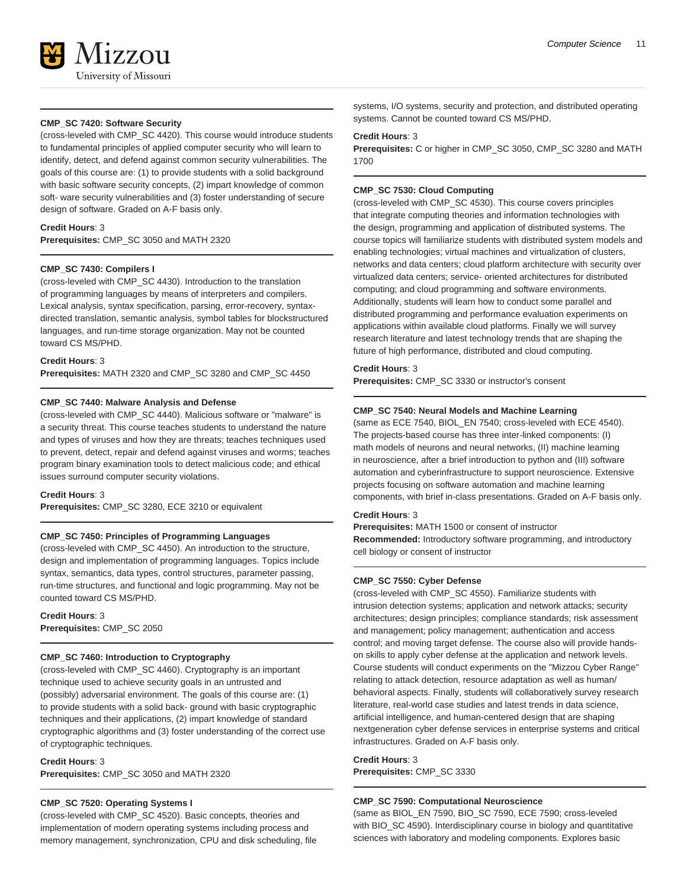### CMP_SC 7420: Software Security

(cross-leveled with CMP_SC 4420). This course would introduce students to fundamental principles of applied computer security who will learn to identify, detect, and defend against common security vulnerabilities. The goals of this course are: (1) to provide students with a solid background with basic software security concepts, (2) impart knowledge of common soft- ware security vulnerabilities and (3) foster understanding of secure design of software. Graded on A-F basis only.

**Credit Hours**: 3
**Prerequisites:** CMP_SC 3050 and MATH 2320

### CMP_SC 7430: Compilers I

(cross-leveled with CMP_SC 4430). Introduction to the translation of programming languages by means of interpreters and compilers. Lexical analysis, syntax specification, parsing, error-recovery, syntax-directed translation, semantic analysis, symbol tables for blockstructured languages, and run-time storage organization. May not be counted toward CS MS/PHD.

**Credit Hours**: 3
**Prerequisites:** MATH 2320 and CMP_SC 3280 and CMP_SC 4450

### CMP_SC 7440: Malware Analysis and Defense

(cross-leveled with CMP_SC 4440). Malicious software or "malware" is a security threat. This course teaches students to understand the nature and types of viruses and how they are threats; teaches techniques used to prevent, detect, repair and defend against viruses and worms; teaches program binary examination tools to detect malicious code; and ethical issues surround computer security violations.

**Credit Hours**: 3
**Prerequisites:** CMP_SC 3280, ECE 3210 or equivalent

### CMP_SC 7450: Principles of Programming Languages

(cross-leveled with CMP_SC 4450). An introduction to the structure, design and implementation of programming languages. Topics include syntax, semantics, data types, control structures, parameter passing, run-time structures, and functional and logic programming. May not be counted toward CS MS/PHD.

**Credit Hours**: 3
**Prerequisites:** CMP_SC 2050

### CMP_SC 7460: Introduction to Cryptography

(cross-leveled with CMP_SC 4460). Cryptography is an important technique used to achieve security goals in an untrusted and (possibly) adversarial environment. The goals of this course are: (1) to provide students with a solid back- ground with basic cryptographic techniques and their applications, (2) impart knowledge of standard cryptographic algorithms and (3) foster understanding of the correct use of cryptographic techniques.

**Credit Hours**: 3
**Prerequisites:** CMP_SC 3050 and MATH 2320

### CMP_SC 7520: Operating Systems I

(cross-leveled with CMP_SC 4520). Basic concepts, theories and implementation of modern operating systems including process and memory management, synchronization, CPU and disk scheduling, file systems, I/O systems, security and protection, and distributed operating systems. Cannot be counted toward CS MS/PHD.

**Credit Hours**: 3
**Prerequisites:** C or higher in CMP_SC 3050, CMP_SC 3280 and MATH 1700

### CMP_SC 7530: Cloud Computing

(cross-leveled with CMP_SC 4530). This course covers principles that integrate computing theories and information technologies with the design, programming and application of distributed systems. The course topics will familiarize students with distributed system models and enabling technologies; virtual machines and virtualization of clusters, networks and data centers; cloud platform architecture with security over virtualized data centers; service- oriented architectures for distributed computing; and cloud programming and software environments. Additionally, students will learn how to conduct some parallel and distributed programming and performance evaluation experiments on applications within available cloud platforms. Finally we will survey research literature and latest technology trends that are shaping the future of high performance, distributed and cloud computing.

**Credit Hours**: 3
**Prerequisites:** CMP_SC 3330 or instructor's consent

### CMP_SC 7540: Neural Models and Machine Learning

(same as ECE 7540, BIOL_EN 7540; cross-leveled with ECE 4540). The projects-based course has three inter-linked components: (I) math models of neurons and neural networks, (II) machine learning in neuroscience, after a brief introduction to python and (III) software automation and cyberinfrastructure to support neuroscience. Extensive projects focusing on software automation and machine learning components, with brief in-class presentations. Graded on A-F basis only.

**Credit Hours**: 3
**Prerequisites:** MATH 1500 or consent of instructor
**Recommended:** Introductory software programming, and introductory cell biology or consent of instructor

### CMP_SC 7550: Cyber Defense

(cross-leveled with CMP_SC 4550). Familiarize students with intrusion detection systems; application and network attacks; security architectures; design principles; compliance standards; risk assessment and management; policy management; authentication and access control; and moving target defense. The course also will provide hands-on skills to apply cyber defense at the application and network levels. Course students will conduct experiments on the "Mizzou Cyber Range" relating to attack detection, resource adaptation as well as human/ behavioral aspects. Finally, students will collaboratively survey research literature, real-world case studies and latest trends in data science, artificial intelligence, and human-centered design that are shaping nextgeneration cyber defense services in enterprise systems and critical infrastructures. Graded on A-F basis only.

**Credit Hours**: 3
**Prerequisites:** CMP_SC 3330

### CMP_SC 7590: Computational Neuroscience

(same as BIOL_EN 7590, BIO_SC 7590, ECE 7590; cross-leveled with BIO_SC 4590). Interdisciplinary course in biology and quantitative sciences with laboratory and modeling components. Explores basic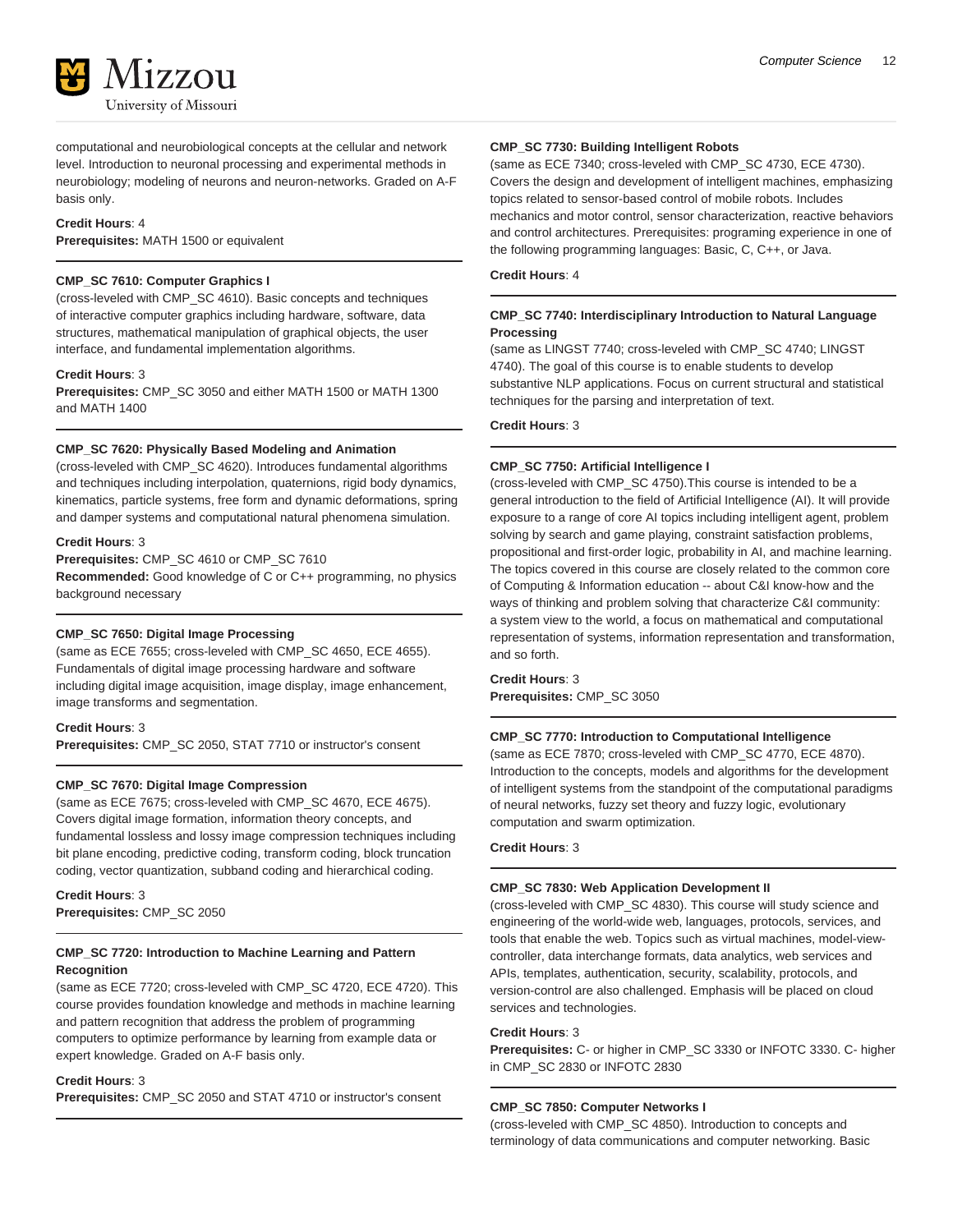computational and neurobiological concepts at the cellular and network level. Introduction to neuronal processing and experimental methods in neurobiology; modeling of neurons and neuron-networks. Graded on A-F basis only.

**Credit Hours**: 4
**Prerequisites:** MATH 1500 or equivalent

---

**CMP_SC 7610: Computer Graphics I**
(cross-leveled with CMP_SC 4610). Basic concepts and techniques of interactive computer graphics including hardware, software, data structures, mathematical manipulation of graphical objects, the user interface, and fundamental implementation algorithms.

**Credit Hours**: 3
**Prerequisites:** CMP_SC 3050 and either MATH 1500 or MATH 1300 and MATH 1400

---

**CMP_SC 7620: Physically Based Modeling and Animation**
(cross-leveled with CMP_SC 4620). Introduces fundamental algorithms and techniques including interpolation, quaternions, rigid body dynamics, kinematics, particle systems, free form and dynamic deformations, spring and damper systems and computational natural phenomena simulation.

**Credit Hours**: 3
**Prerequisites:** CMP_SC 4610 or CMP_SC 7610
**Recommended:** Good knowledge of C or C++ programming, no physics background necessary

---

**CMP_SC 7650: Digital Image Processing**
(same as ECE 7655; cross-leveled with CMP_SC 4650, ECE 4655). Fundamentals of digital image processing hardware and software including digital image acquisition, image display, image enhancement, image transforms and segmentation.

**Credit Hours**: 3
**Prerequisites:** CMP_SC 2050, STAT 7710 or instructor's consent

---

**CMP_SC 7670: Digital Image Compression**
(same as ECE 7675; cross-leveled with CMP_SC 4670, ECE 4675). Covers digital image formation, information theory concepts, and fundamental lossless and lossy image compression techniques including bit plane encoding, predictive coding, transform coding, block truncation coding, vector quantization, subband coding and hierarchical coding.

**Credit Hours**: 3
**Prerequisites:** CMP_SC 2050

---

**CMP_SC 7720: Introduction to Machine Learning and Pattern Recognition**
(same as ECE 7720; cross-leveled with CMP_SC 4720, ECE 4720). This course provides foundation knowledge and methods in machine learning and pattern recognition that address the problem of programming computers to optimize performance by learning from example data or expert knowledge. Graded on A-F basis only.

**Credit Hours**: 3
**Prerequisites:** CMP_SC 2050 and STAT 4710 or instructor's consent

---

**CMP_SC 7730: Building Intelligent Robots**
(same as ECE 7340; cross-leveled with CMP_SC 4730, ECE 4730). Covers the design and development of intelligent machines, emphasizing topics related to sensor-based control of mobile robots. Includes mechanics and motor control, sensor characterization, reactive behaviors and control architectures. Prerequisites: programing experience in one of the following programming languages: Basic, C, C++, or Java.

**Credit Hours**: 4

---

**CMP_SC 7740: Interdisciplinary Introduction to Natural Language Processing**
(same as LINGST 7740; cross-leveled with CMP_SC 4740; LINGST 4740). The goal of this course is to enable students to develop substantive NLP applications. Focus on current structural and statistical techniques for the parsing and interpretation of text.

**Credit Hours**: 3

---

**CMP_SC 7750: Artificial Intelligence I**
(cross-leveled with CMP_SC 4750).This course is intended to be a general introduction to the field of Artificial Intelligence (AI). It will provide exposure to a range of core AI topics including intelligent agent, problem solving by search and game playing, constraint satisfaction problems, propositional and first-order logic, probability in AI, and machine learning. The topics covered in this course are closely related to the common core of Computing & Information education -- about C&I know-how and the ways of thinking and problem solving that characterize C&I community: a system view to the world, a focus on mathematical and computational representation of systems, information representation and transformation, and so forth.

**Credit Hours**: 3
**Prerequisites:** CMP_SC 3050

---

**CMP_SC 7770: Introduction to Computational Intelligence**
(same as ECE 7870; cross-leveled with CMP_SC 4770, ECE 4870). Introduction to the concepts, models and algorithms for the development of intelligent systems from the standpoint of the computational paradigms of neural networks, fuzzy set theory and fuzzy logic, evolutionary computation and swarm optimization.

**Credit Hours**: 3

---

**CMP_SC 7830: Web Application Development II**
(cross-leveled with CMP_SC 4830). This course will study science and engineering of the world-wide web, languages, protocols, services, and tools that enable the web. Topics such as virtual machines, model-view-controller, data interchange formats, data analytics, web services and APIs, templates, authentication, security, scalability, protocols, and version-control are also challenged. Emphasis will be placed on cloud services and technologies.

**Credit Hours**: 3
**Prerequisites:** C- or higher in CMP_SC 3330 or INFOTC 3330. C- higher in CMP_SC 2830 or INFOTC 2830

---

**CMP_SC 7850: Computer Networks I**
(cross-leveled with CMP_SC 4850). Introduction to concepts and terminology of data communications and computer networking. Basic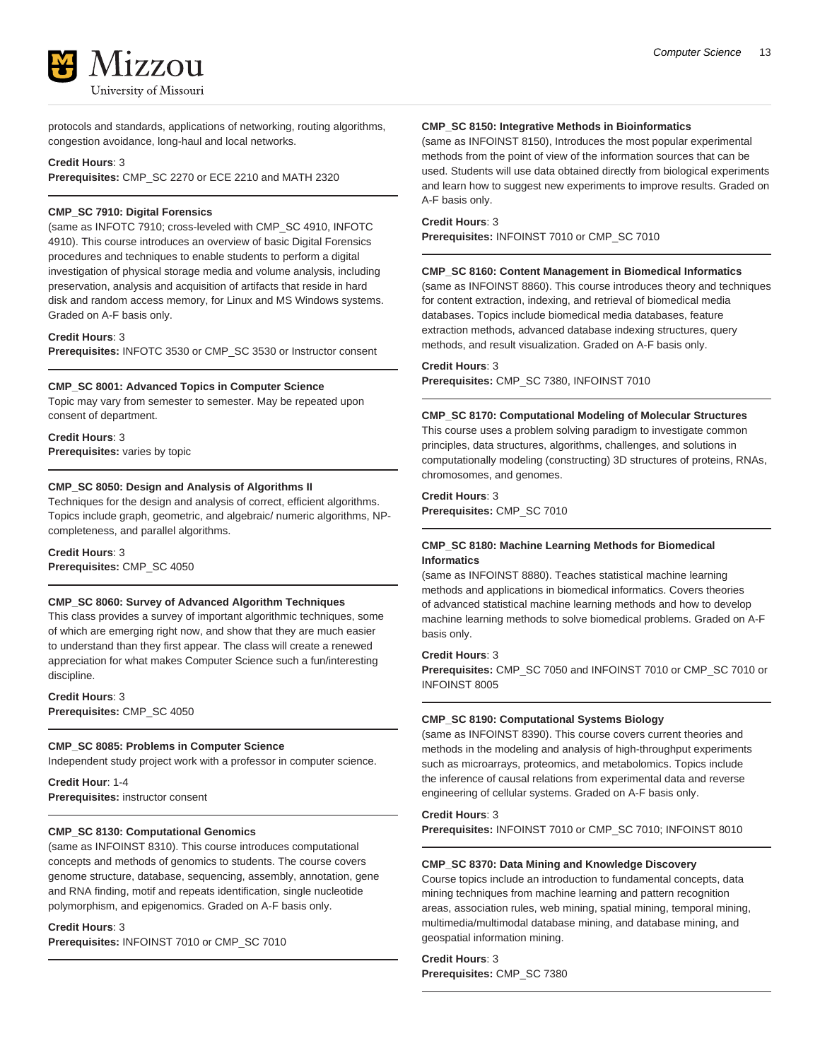protocols and standards, applications of networking, routing algorithms, congestion avoidance, long-haul and local networks.

**Credit Hours**: 3
**Prerequisites:** CMP_SC 2270 or ECE 2210 and MATH 2320

**CMP_SC 7910: Digital Forensics**
(same as INFOTC 7910; cross-leveled with CMP_SC 4910, INFOTC 4910). This course introduces an overview of basic Digital Forensics procedures and techniques to enable students to perform a digital investigation of physical storage media and volume analysis, including preservation, analysis and acquisition of artifacts that reside in hard disk and random access memory, for Linux and MS Windows systems. Graded on A-F basis only.

**Credit Hours**: 3
**Prerequisites:** INFOTC 3530 or CMP_SC 3530 or Instructor consent

**CMP_SC 8001: Advanced Topics in Computer Science**
Topic may vary from semester to semester. May be repeated upon consent of department.

**Credit Hours**: 3
**Prerequisites:** varies by topic

**CMP_SC 8050: Design and Analysis of Algorithms II**
Techniques for the design and analysis of correct, efficient algorithms. Topics include graph, geometric, and algebraic/ numeric algorithms, NP-completeness, and parallel algorithms.

**Credit Hours**: 3
**Prerequisites:** CMP_SC 4050

**CMP_SC 8060: Survey of Advanced Algorithm Techniques**
This class provides a survey of important algorithmic techniques, some of which are emerging right now, and show that they are much easier to understand than they first appear. The class will create a renewed appreciation for what makes Computer Science such a fun/interesting discipline.

**Credit Hours**: 3
**Prerequisites:** CMP_SC 4050

**CMP_SC 8085: Problems in Computer Science**
Independent study project work with a professor in computer science.

**Credit Hour**: 1-4
**Prerequisites:** instructor consent

**CMP_SC 8130: Computational Genomics**
(same as INFOINST 8310). This course introduces computational concepts and methods of genomics to students. The course covers genome structure, database, sequencing, assembly, annotation, gene and RNA finding, motif and repeats identification, single nucleotide polymorphism, and epigenomics. Graded on A-F basis only.

**Credit Hours**: 3
**Prerequisites:** INFOINST 7010 or CMP_SC 7010

**CMP_SC 8150: Integrative Methods in Bioinformatics**
(same as INFOINST 8150), Introduces the most popular experimental methods from the point of view of the information sources that can be used. Students will use data obtained directly from biological experiments and learn how to suggest new experiments to improve results. Graded on A-F basis only.

**Credit Hours**: 3
**Prerequisites:** INFOINST 7010 or CMP_SC 7010

**CMP_SC 8160: Content Management in Biomedical Informatics**
(same as INFOINST 8860). This course introduces theory and techniques for content extraction, indexing, and retrieval of biomedical media databases. Topics include biomedical media databases, feature extraction methods, advanced database indexing structures, query methods, and result visualization. Graded on A-F basis only.

**Credit Hours**: 3
**Prerequisites:** CMP_SC 7380, INFOINST 7010

**CMP_SC 8170: Computational Modeling of Molecular Structures**
This course uses a problem solving paradigm to investigate common principles, data structures, algorithms, challenges, and solutions in computationally modeling (constructing) 3D structures of proteins, RNAs, chromosomes, and genomes.

**Credit Hours**: 3
**Prerequisites:** CMP_SC 7010

**CMP_SC 8180: Machine Learning Methods for Biomedical Informatics**
(same as INFOINST 8880). Teaches statistical machine learning methods and applications in biomedical informatics. Covers theories of advanced statistical machine learning methods and how to develop machine learning methods to solve biomedical problems. Graded on A-F basis only.

**Credit Hours**: 3
**Prerequisites:** CMP_SC 7050 and INFOINST 7010 or CMP_SC 7010 or INFOINST 8005

**CMP_SC 8190: Computational Systems Biology**
(same as INFOINST 8390). This course covers current theories and methods in the modeling and analysis of high-throughput experiments such as microarrays, proteomics, and metabolomics. Topics include the inference of causal relations from experimental data and reverse engineering of cellular systems. Graded on A-F basis only.

**Credit Hours**: 3
**Prerequisites:** INFOINST 7010 or CMP_SC 7010; INFOINST 8010

**CMP_SC 8370: Data Mining and Knowledge Discovery**
Course topics include an introduction to fundamental concepts, data mining techniques from machine learning and pattern recognition areas, association rules, web mining, spatial mining, temporal mining, multimedia/multimodal database mining, and database mining, and geospatial information mining.

**Credit Hours**: 3
**Prerequisites:** CMP_SC 7380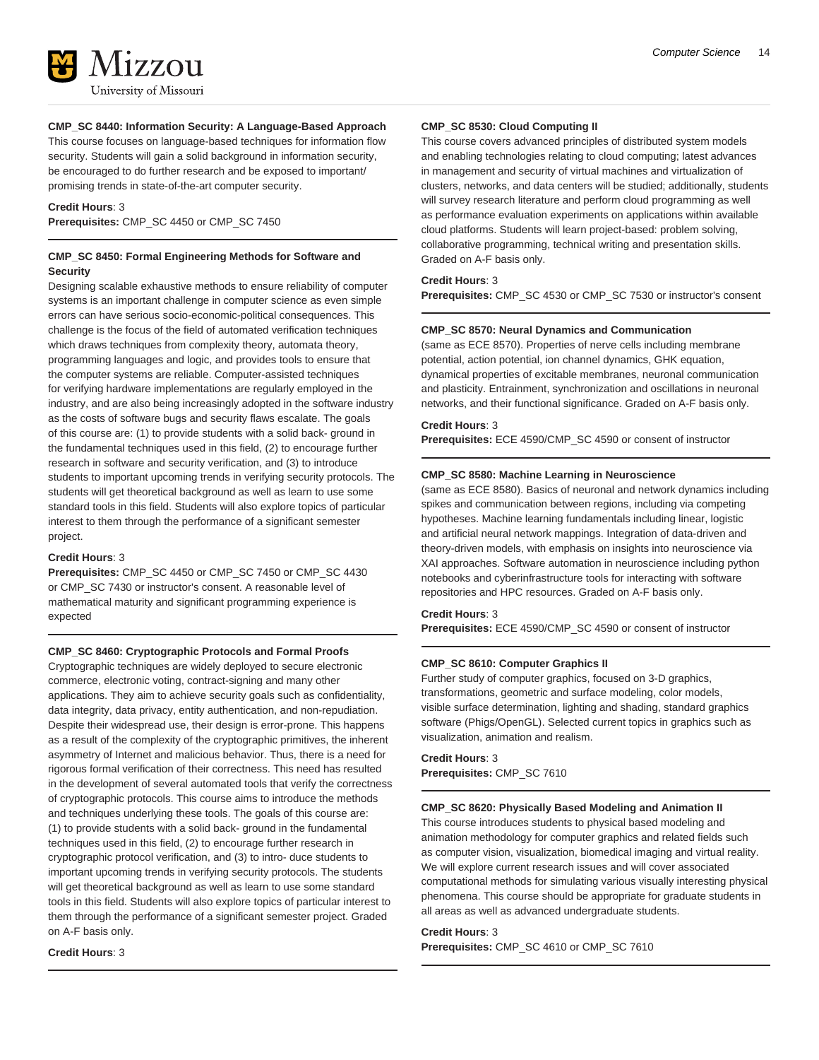**CMP_SC 8440: Information Security: A Language-Based Approach**

This course focuses on language-based techniques for information flow security. Students will gain a solid background in information security, be encouraged to do further research and be exposed to important/promising trends in state-of-the-art computer security.

**Credit Hours**: 3
**Prerequisites:** CMP_SC 4450 or CMP_SC 7450

**CMP_SC 8450: Formal Engineering Methods for Software and Security**

Designing scalable exhaustive methods to ensure reliability of computer systems is an important challenge in computer science as even simple errors can have serious socio-economic-political consequences. This challenge is the focus of the field of automated verification techniques which draws techniques from complexity theory, automata theory, programming languages and logic, and provides tools to ensure that the computer systems are reliable. Computer-assisted techniques for verifying hardware implementations are regularly employed in the industry, and are also being increasingly adopted in the software industry as the costs of software bugs and security flaws escalate. The goals of this course are: (1) to provide students with a solid back- ground in the fundamental techniques used in this field, (2) to encourage further research in software and security verification, and (3) to introduce students to important upcoming trends in verifying security protocols. The students will get theoretical background as well as learn to use some standard tools in this field. Students will also explore topics of particular interest to them through the performance of a significant semester project.

**Credit Hours**: 3
**Prerequisites:** CMP_SC 4450 or CMP_SC 7450 or CMP_SC 4430 or CMP_SC 7430 or instructor's consent. A reasonable level of mathematical maturity and significant programming experience is expected

**CMP_SC 8460: Cryptographic Protocols and Formal Proofs**

Cryptographic techniques are widely deployed to secure electronic commerce, electronic voting, contract-signing and many other applications. They aim to achieve security goals such as confidentiality, data integrity, data privacy, entity authentication, and non-repudiation. Despite their widespread use, their design is error-prone. This happens as a result of the complexity of the cryptographic primitives, the inherent asymmetry of Internet and malicious behavior. Thus, there is a need for rigorous formal verification of their correctness. This need has resulted in the development of several automated tools that verify the correctness of cryptographic protocols. This course aims to introduce the methods and techniques underlying these tools. The goals of this course are: (1) to provide students with a solid back- ground in the fundamental techniques used in this field, (2) to encourage further research in cryptographic protocol verification, and (3) to intro- duce students to important upcoming trends in verifying security protocols. The students will get theoretical background as well as learn to use some standard tools in this field. Students will also explore topics of particular interest to them through the performance of a significant semester project. Graded on A-F basis only.

**Credit Hours**: 3

**CMP_SC 8530: Cloud Computing II**

This course covers advanced principles of distributed system models and enabling technologies relating to cloud computing; latest advances in management and security of virtual machines and virtualization of clusters, networks, and data centers will be studied; additionally, students will survey research literature and perform cloud programming as well as performance evaluation experiments on applications within available cloud platforms. Students will learn project-based: problem solving, collaborative programming, technical writing and presentation skills. Graded on A-F basis only.

**Credit Hours**: 3
**Prerequisites:** CMP_SC 4530 or CMP_SC 7530 or instructor's consent

**CMP_SC 8570: Neural Dynamics and Communication**

(same as ECE 8570). Properties of nerve cells including membrane potential, action potential, ion channel dynamics, GHK equation, dynamical properties of excitable membranes, neuronal communication and plasticity. Entrainment, synchronization and oscillations in neuronal networks, and their functional significance. Graded on A-F basis only.

**Credit Hours**: 3
**Prerequisites:** ECE 4590/CMP_SC 4590 or consent of instructor

**CMP_SC 8580: Machine Learning in Neuroscience**

(same as ECE 8580). Basics of neuronal and network dynamics including spikes and communication between regions, including via competing hypotheses. Machine learning fundamentals including linear, logistic and artificial neural network mappings. Integration of data-driven and theory-driven models, with emphasis on insights into neuroscience via XAI approaches. Software automation in neuroscience including python notebooks and cyberinfrastructure tools for interacting with software repositories and HPC resources. Graded on A-F basis only.

**Credit Hours**: 3
**Prerequisites:** ECE 4590/CMP_SC 4590 or consent of instructor

**CMP_SC 8610: Computer Graphics II**

Further study of computer graphics, focused on 3-D graphics, transformations, geometric and surface modeling, color models, visible surface determination, lighting and shading, standard graphics software (Phigs/OpenGL). Selected current topics in graphics such as visualization, animation and realism.

**Credit Hours**: 3
**Prerequisites:** CMP_SC 7610

**CMP_SC 8620: Physically Based Modeling and Animation II**

This course introduces students to physical based modeling and animation methodology for computer graphics and related fields such as computer vision, visualization, biomedical imaging and virtual reality. We will explore current research issues and will cover associated computational methods for simulating various visually interesting physical phenomena. This course should be appropriate for graduate students in all areas as well as advanced undergraduate students.

**Credit Hours**: 3
**Prerequisites:** CMP_SC 4610 or CMP_SC 7610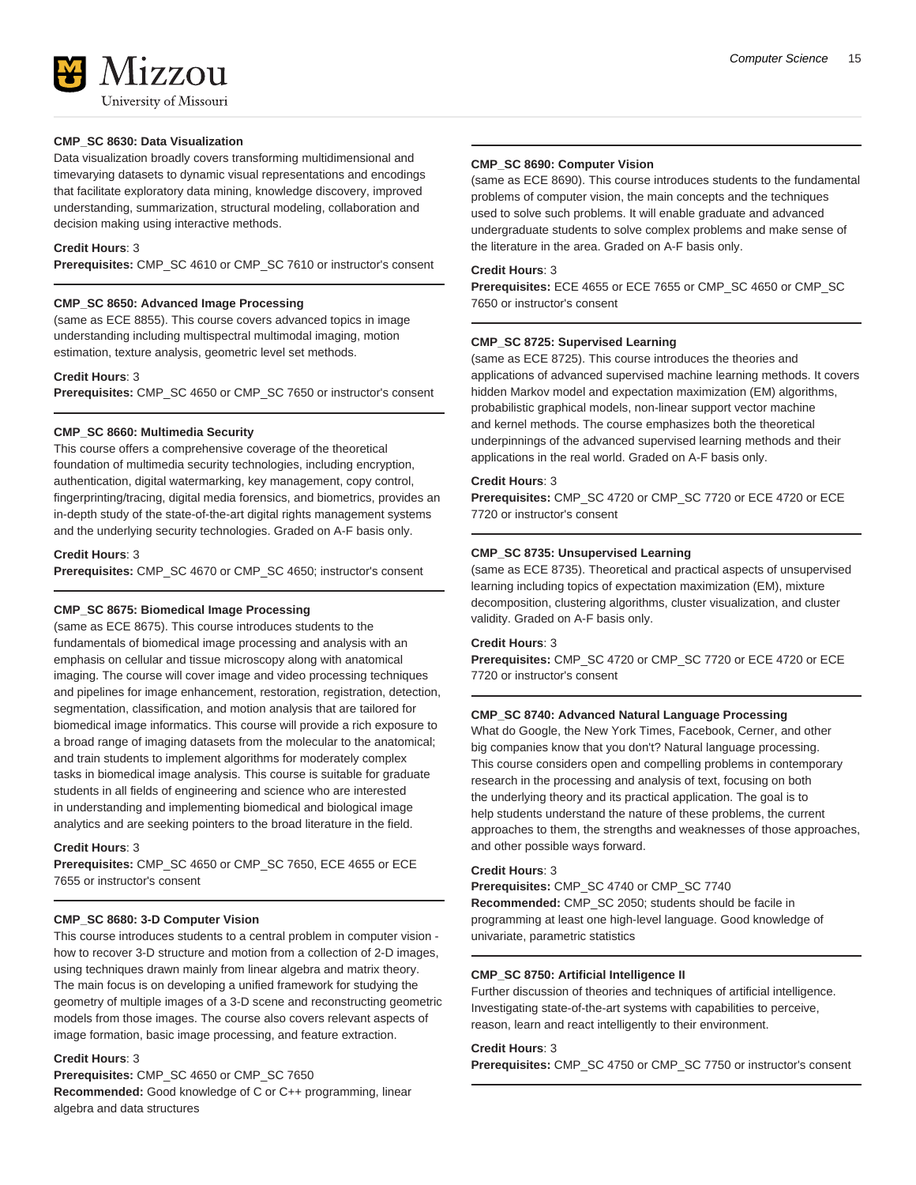### CMP_SC 8630: Data Visualization

Data visualization broadly covers transforming multidimensional and timevarying datasets to dynamic visual representations and encodings that facilitate exploratory data mining, knowledge discovery, improved understanding, summarization, structural modeling, collaboration and decision making using interactive methods.

**Credit Hours**: 3
**Prerequisites:** CMP_SC 4610 or CMP_SC 7610 or instructor's consent

### CMP_SC 8650: Advanced Image Processing

(same as ECE 8855). This course covers advanced topics in image understanding including multispectral multimodal imaging, motion estimation, texture analysis, geometric level set methods.

**Credit Hours**: 3
**Prerequisites:** CMP_SC 4650 or CMP_SC 7650 or instructor's consent

### CMP_SC 8660: Multimedia Security

This course offers a comprehensive coverage of the theoretical foundation of multimedia security technologies, including encryption, authentication, digital watermarking, key management, copy control, fingerprinting/tracing, digital media forensics, and biometrics, provides an in-depth study of the state-of-the-art digital rights management systems and the underlying security technologies. Graded on A-F basis only.

**Credit Hours**: 3
**Prerequisites:** CMP_SC 4670 or CMP_SC 4650; instructor's consent

### CMP_SC 8675: Biomedical Image Processing

(same as ECE 8675). This course introduces students to the fundamentals of biomedical image processing and analysis with an emphasis on cellular and tissue microscopy along with anatomical imaging. The course will cover image and video processing techniques and pipelines for image enhancement, restoration, registration, detection, segmentation, classification, and motion analysis that are tailored for biomedical image informatics. This course will provide a rich exposure to a broad range of imaging datasets from the molecular to the anatomical; and train students to implement algorithms for moderately complex tasks in biomedical image analysis. This course is suitable for graduate students in all fields of engineering and science who are interested in understanding and implementing biomedical and biological image analytics and are seeking pointers to the broad literature in the field.

**Credit Hours**: 3
**Prerequisites:** CMP_SC 4650 or CMP_SC 7650, ECE 4655 or ECE 7655 or instructor's consent

### CMP_SC 8680: 3-D Computer Vision

This course introduces students to a central problem in computer vision - how to recover 3-D structure and motion from a collection of 2-D images, using techniques drawn mainly from linear algebra and matrix theory. The main focus is on developing a unified framework for studying the geometry of multiple images of a 3-D scene and reconstructing geometric models from those images. The course also covers relevant aspects of image formation, basic image processing, and feature extraction.

**Credit Hours**: 3
**Prerequisites:** CMP_SC 4650 or CMP_SC 7650
**Recommended:** Good knowledge of C or C++ programming, linear algebra and data structures

### CMP_SC 8690: Computer Vision

(same as ECE 8690). This course introduces students to the fundamental problems of computer vision, the main concepts and the techniques used to solve such problems. It will enable graduate and advanced undergraduate students to solve complex problems and make sense of the literature in the area. Graded on A-F basis only.

**Credit Hours**: 3
**Prerequisites:** ECE 4655 or ECE 7655 or CMP_SC 4650 or CMP_SC 7650 or instructor's consent

### CMP_SC 8725: Supervised Learning

(same as ECE 8725). This course introduces the theories and applications of advanced supervised machine learning methods. It covers hidden Markov model and expectation maximization (EM) algorithms, probabilistic graphical models, non-linear support vector machine and kernel methods. The course emphasizes both the theoretical underpinnings of the advanced supervised learning methods and their applications in the real world. Graded on A-F basis only.

**Credit Hours**: 3
**Prerequisites:** CMP_SC 4720 or CMP_SC 7720 or ECE 4720 or ECE 7720 or instructor's consent

### CMP_SC 8735: Unsupervised Learning

(same as ECE 8735). Theoretical and practical aspects of unsupervised learning including topics of expectation maximization (EM), mixture decomposition, clustering algorithms, cluster visualization, and cluster validity. Graded on A-F basis only.

**Credit Hours**: 3
**Prerequisites:** CMP_SC 4720 or CMP_SC 7720 or ECE 4720 or ECE 7720 or instructor's consent

### CMP_SC 8740: Advanced Natural Language Processing

What do Google, the New York Times, Facebook, Cerner, and other big companies know that you don't? Natural language processing. This course considers open and compelling problems in contemporary research in the processing and analysis of text, focusing on both the underlying theory and its practical application. The goal is to help students understand the nature of these problems, the current approaches to them, the strengths and weaknesses of those approaches, and other possible ways forward.

**Credit Hours**: 3
**Prerequisites:** CMP_SC 4740 or CMP_SC 7740
**Recommended:** CMP_SC 2050; students should be facile in programming at least one high-level language. Good knowledge of univariate, parametric statistics

### CMP_SC 8750: Artificial Intelligence II

Further discussion of theories and techniques of artificial intelligence. Investigating state-of-the-art systems with capabilities to perceive, reason, learn and react intelligently to their environment.

**Credit Hours**: 3
**Prerequisites:** CMP_SC 4750 or CMP_SC 7750 or instructor's consent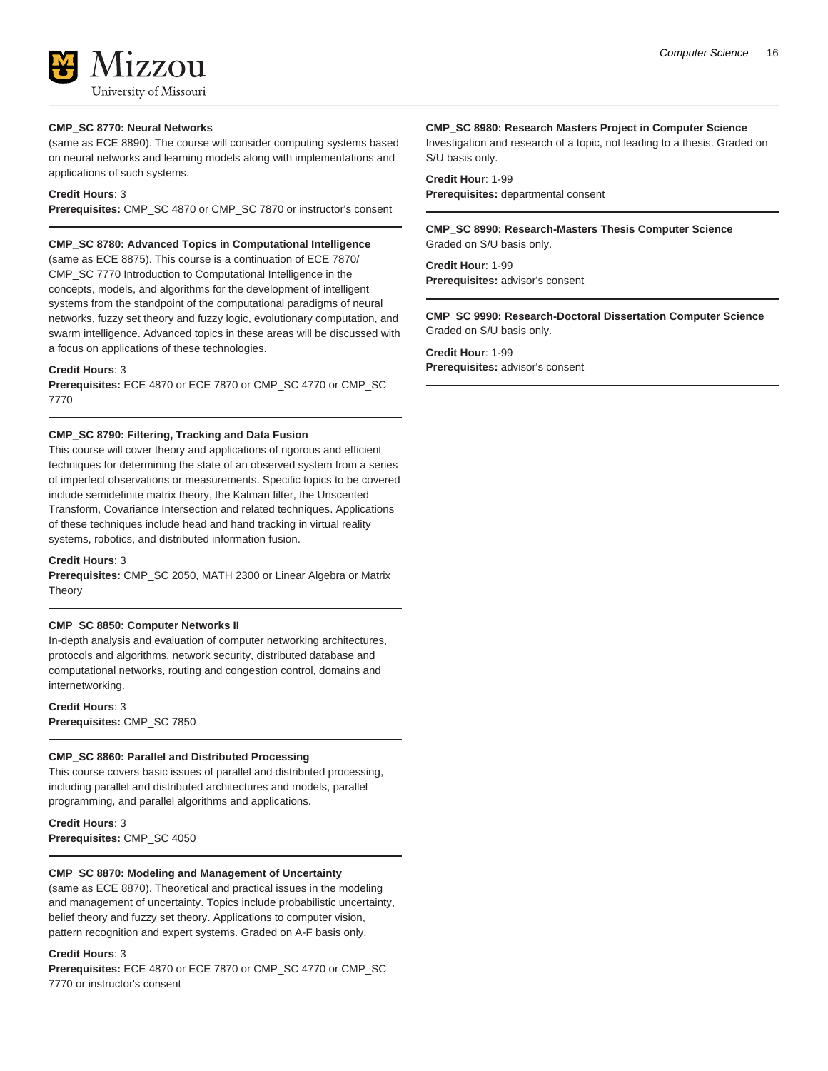**CMP_SC 8770: Neural Networks**

(same as ECE 8890). The course will consider computing systems based on neural networks and learning models along with implementations and applications of such systems.

**Credit Hours**: 3
**Prerequisites:** CMP_SC 4870 or CMP_SC 7870 or instructor's consent

---

**CMP_SC 8780: Advanced Topics in Computational Intelligence**

(same as ECE 8875). This course is a continuation of ECE 7870/ CMP_SC 7770 Introduction to Computational Intelligence in the concepts, models, and algorithms for the development of intelligent systems from the standpoint of the computational paradigms of neural networks, fuzzy set theory and fuzzy logic, evolutionary computation, and swarm intelligence. Advanced topics in these areas will be discussed with a focus on applications of these technologies.

**Credit Hours**: 3
**Prerequisites:** ECE 4870 or ECE 7870 or CMP_SC 4770 or CMP_SC 7770

---

**CMP_SC 8790: Filtering, Tracking and Data Fusion**

This course will cover theory and applications of rigorous and efficient techniques for determining the state of an observed system from a series of imperfect observations or measurements. Specific topics to be covered include semidefinite matrix theory, the Kalman filter, the Unscented Transform, Covariance Intersection and related techniques. Applications of these techniques include head and hand tracking in virtual reality systems, robotics, and distributed information fusion.

**Credit Hours**: 3
**Prerequisites:** CMP_SC 2050, MATH 2300 or Linear Algebra or Matrix Theory

---

**CMP_SC 8850: Computer Networks II**

In-depth analysis and evaluation of computer networking architectures, protocols and algorithms, network security, distributed database and computational networks, routing and congestion control, domains and internetworking.

**Credit Hours**: 3
**Prerequisites:** CMP_SC 7850

---

**CMP_SC 8860: Parallel and Distributed Processing**

This course covers basic issues of parallel and distributed processing, including parallel and distributed architectures and models, parallel programming, and parallel algorithms and applications.

**Credit Hours**: 3
**Prerequisites:** CMP_SC 4050

---

**CMP_SC 8870: Modeling and Management of Uncertainty**

(same as ECE 8870). Theoretical and practical issues in the modeling and management of uncertainty. Topics include probabilistic uncertainty, belief theory and fuzzy set theory. Applications to computer vision, pattern recognition and expert systems. Graded on A-F basis only.

**Credit Hours**: 3
**Prerequisites:** ECE 4870 or ECE 7870 or CMP_SC 4770 or CMP_SC 7770 or instructor's consent

---

**CMP_SC 8980: Research Masters Project in Computer Science**

Investigation and research of a topic, not leading to a thesis. Graded on S/U basis only.

**Credit Hour**: 1-99
**Prerequisites:** departmental consent

---

**CMP_SC 8990: Research-Masters Thesis Computer Science**

Graded on S/U basis only.

**Credit Hour**: 1-99
**Prerequisites:** advisor's consent

---

**CMP_SC 9990: Research-Doctoral Dissertation Computer Science**

Graded on S/U basis only.

**Credit Hour**: 1-99
**Prerequisites:** advisor's consent